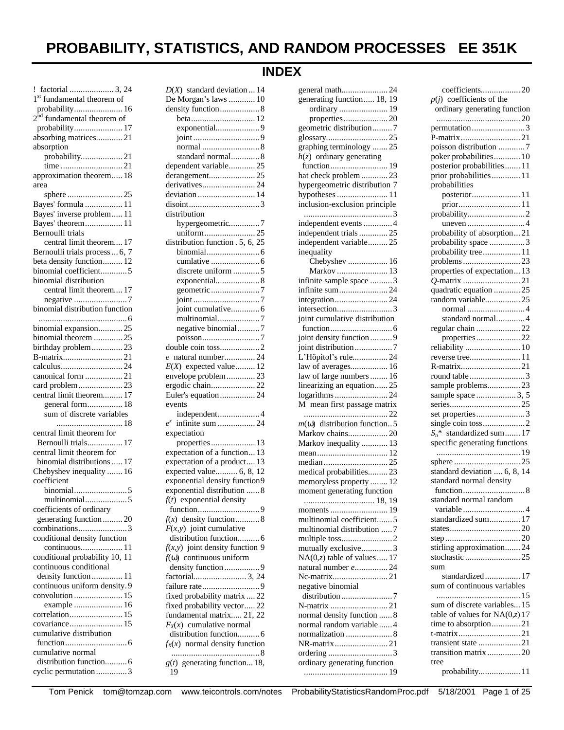# PROBABILITY, STATISTICS, AND RANDOM PROCESSES EE 351K

## INDEX

! factorial .................... 3, 24
1st fundamental theorem of probability...................... 16
2nd fundamental theorem of probability...................... 17
absorbing matrices............ 21
absorption
- probability................... 21
- time ............................ 21

approximation theorem..... 18
area
- sphere ......................... 25

Bayes' formula ................. 11
Bayes' inverse problem..... 11
Bayes' theorem................. 11
Bernoulli trials
- central limit theorem.... 17

Bernoulli trials process ... 6, 7
beta density function......... 12
binomial coefficient............ 5
binomial distribution
- central limit theorem.... 17
- negative ........................ 7

binomial distribution function ........................................ 6
binomial expansion........... 25
binomial theorem ............. 25
birthday problem.............. 23
B-matrix........................... 21
calculus............................ 24
canonical form ................. 21
card problem.................... 23
central limit theorem......... 17
- general form................ 18
- sum of discrete variables .............................. 18

central limit theorem for Bernoulli trials................ 17
central limit theorem for binomial distributions ..... 17
Chebyshev inequality ....... 16
coefficient
- binomial........................ 5
- multinomial................... 5

coefficients of ordinary generating function......... 20
combinations...................... 3
conditional density function
- continuous................... 11

conditional probability 10, 11
continuous conditional density function .............. 11
continuous uniform density. 9
convolution ...................... 15
- example ...................... 16

correlation........................ 15
covariance........................ 15
cumulative distribution function............................ 6
cumulative normal distribution function.......... 6
cyclic permutation............. 3
$D(X)$ standard deviation ... 14
De Morgan's laws ............ 10
density function.................. 8
- beta............................. 12
- exponential.................... 9
- joint .............................. 9
- normal .......................... 8
- standard normal............. 8

dependent variable............ 25
derangement..................... 25
derivatives........................ 24
deviation .......................... 14
disoint................................ 3
distribution
- hypergeometric.............. 7
- uniform....................... 25

distribution function . 5, 6, 25
- binomial........................ 6
- cumlative ...................... 6
- discrete uniform ............ 5
- exponential.................... 8
- geometric...................... 7
- joint .............................. 7
- joint cumulative............. 6
- multinomial................... 7
- negative binomial.......... 7
- poisson.......................... 7

double coin toss.................. 2
$e$ natural number.............. 24
$E(X)$ expected value......... 12
envelope problem............. 23
ergodic chain.................... 22
Euler's equation................ 24
events
- independent................... 4

$e^x$ infinite sum ................ 24
expectation
- properties.................... 13

expectation of a function... 13
expectation of a product.... 13
expected value.......... 6, 8, 12
exponential density function9
exponential distribution ...... 8
$f(t)$ exponential density function............................ 9
$f(x)$ density function........... 8
$F(x,y)$ joint cumulative distribution function.......... 6
$f(x,y)$ joint density function 9
$f(\omega)$ continuous uniform density function ................ 9
factorial........................ 3, 24
failure rate.......................... 9
fixed probability matrix .... 22
fixed probability vector..... 22
fundamental matrix..... 21, 22
$F_X(x)$ cumulative normal distribution function.......... 6
$f_X(x)$ normal density function ........................................ 8
$g(t)$ generating function... 18, 19
general math..................... 24
generating function..... 18, 19
- ordinary ...................... 19
- properties.................... 20

geometric distribution......... 7
glossary............................ 25
graphing terminology ....... 25
$h(z)$ ordinary generating function.......................... 19
hat check problem ............ 23
hypergeometric distribution 7
hypotheses ....................... 11
inclusion-exclusion principle ........................................ 3
independent events ............ 4
independent trials ............ 25
independent variable......... 25
inequality
- Chebyshev .................. 16
- Markov ....................... 13

infinite sample space .......... 3
infinite sum...................... 24
integration........................ 24
intersection......................... 3
joint cumulative distribution function............................ 6
joint density function .......... 9
joint distribution................. 7
L'Hôpitol's rule................ 24
law of averages................. 16
law of large numbers ........ 16
linearizing an equation...... 25
logarithms ........................ 24
M mean first passage matrix ...................................... 22
$m(\omega)$ distribution function.. 5
Markov chains.................. 20
Markov inequality ............ 13
mean................................ 12
median ............................. 25
medical probabilities......... 23
memoryless property ........ 12
moment generating function ................................ 18, 19
moments .......................... 19
multinomial coefficient....... 5
multinomial distribution ..... 7
multiple toss....................... 2
mutually exclusive.............. 3
$NA(0,z)$ table of values..... 17
natural number $e$............... 24
Nc-matrix......................... 21
negative binomial distribution....................... 7
N-matrix .......................... 21
normal density function ...... 8
normal random variable ...... 4
normalization ..................... 8
NR-matrix........................ 21
ordering ............................. 3
ordinary generating function ...................................... 19
- coefficients.................. 20

$p(j)$ coefficients of the ordinary generating function ...................................... 20
permutation........................ 3
P-matrix........................... 21
poisson distribution ............ 7
poker probabilities............ 10
posterior probabilities....... 11
prior probabilities ............. 11
probabilities
- posterior...................... 11
- prior............................ 11

probability.......................... 2
- uneven .......................... 4

probability of absorption... 21
probability space ................ 3
probability tree................. 11
problems .......................... 23
properties of expectation... 13
$Q$-matrix .......................... 21
quadratic equation ............ 25
random variable................ 25
- normal .......................... 4
- standard normal............. 4

regular chain .................... 22
- properties.................... 22

reliability ......................... 10
reverse tree....................... 11
R-matrix........................... 21
round table ......................... 3
sample problems............... 23
sample space .................. 3, 5
series................................ 25
set properties...................... 3
single coin toss................... 2
$S_n^*$ standardized sum....... 17
specific generating functions ...................................... 19
sphere .............................. 25
standard deviation .... 6, 8, 14
standard normal density function............................ 8
standard normal random variable ............................ 4
standardized sum.............. 17
states................................ 20
step .................................. 20
stirling approximation....... 24
stochastic ......................... 25
sum
- standardized................ 17

sum of continuous variables ...................................... 15
sum of discrete variables... 15
table of values for $NA(0,z)$ 17
time to absorption............. 21
t-matrix............................ 21
transient state ................... 21
transition matrix ............... 20
tree
- probability................... 11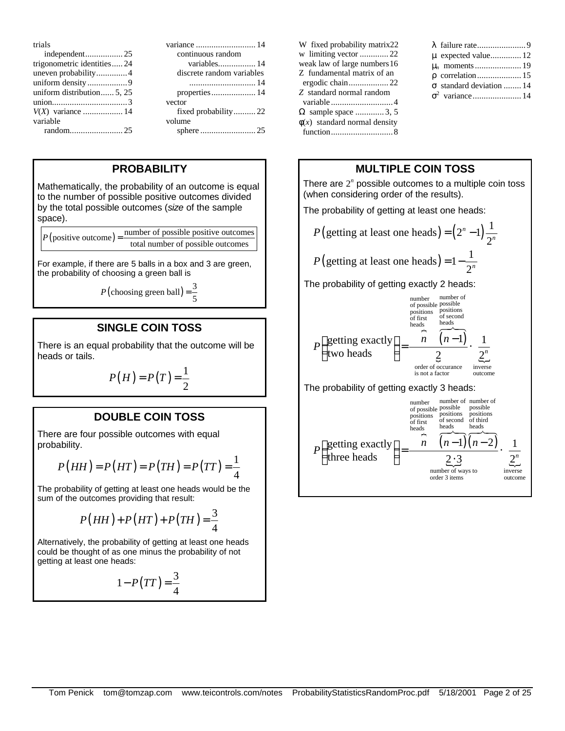trials
- independent................ 25

trigonometric identities..... 24
uneven probability............. 4
uniform density.................. 9
uniform distribution...... 5, 25
union................................. 3
$V(X)$ variance .................. 14
variable
- random........................ 25

variance ........................... 14
- continuous random variables................. 14
- discrete random variables .............................. 14
- properties.................... 14

vector
- fixed probability.......... 22

volume
- sphere ......................... 25

W fixed probability matrix22
w limiting vector ............. 22
weak law of large numbers16
Z fundamental matrix of an ergodic chain.................. 22
$Z$ standard normal random variable ............................ 4
$\Omega$ sample space ............. 3, 5
$\phi(x)$ standard normal density function............................ 8

$\lambda$ failure rate...................... 9
$\mu$ expected value.............. 12
$\mu_n$ moments..................... 19
$\rho$ correlation.................... 15
$\sigma$ standard deviation ........ 14
$\sigma^2$ variance...................... 14

## PROBABILITY

Mathematically, the probability of an outcome is equal to the number of possible positive outcomes divided by the total possible outcomes (*size* of the sample space).

$$P(\text{positive outcome}) = \frac{\text{number of possible positive outcomes}}{\text{total number of possible outcomes}}$$

For example, if there are 5 balls in a box and 3 are green, the probability of choosing a green ball is

$$P(\text{choosing green ball}) = \frac{3}{5}$$

## SINGLE COIN TOSS

There is an equal probability that the outcome will be heads or tails.

$$P(H) = P(T) = \frac{1}{2}$$

## DOUBLE COIN TOSS

There are four possible outcomes with equal probability.

$$P(HH) = P(HT) = P(TH) = P(TT) = \frac{1}{4}$$

The probability of getting at least one heads would be the sum of the outcomes providing that result:

$$P(HH) + P(HT) + P(TH) = \frac{3}{4}$$

Alternatively, the probability of getting at least one heads could be thought of as one minus the probability of not getting at least one heads:

$$1 - P(TT) = \frac{3}{4}$$

## MULTIPLE COIN TOSS

There are $2^n$ possible outcomes to a multiple coin toss (when considering order of the results).

The probability of getting at least one heads:

$$P(\text{getting at least one heads}) = \left(2^n - 1\right)\frac{1}{2^n}$$

$$P(\text{getting at least one heads}) = 1 - \frac{1}{2^n}$$

The probability of getting exactly 2 heads:

$$P\begin{pmatrix}\text{getting exactly}\\ \text{two heads}\end{pmatrix} = \frac{\overbrace{n}^{\substack{\text{number of possible}\\ \text{positions of first}\\ \text{heads}}}\ \overbrace{(n-1)}^{\substack{\text{number of possible}\\ \text{positions of second}\\ \text{heads}}}}{\underbrace{2}_{\substack{\text{order of occurance}\\ \text{is not a factor}}}} \cdot \frac{1}{\underbrace{2^n}_{\substack{\text{inverse}\\ \text{outcome}}}}$$

The probability of getting exactly 3 heads:

$$P\begin{pmatrix}\text{getting exactly}\\ \text{three heads}\end{pmatrix} = \frac{\overbrace{n}^{\substack{\text{number of possible}\\ \text{positions of first}\\ \text{heads}}}\ \overbrace{(n-1)}^{\substack{\text{number of possible}\\ \text{positions of second}\\ \text{heads}}}\ \overbrace{(n-2)}^{\substack{\text{number of possible}\\ \text{positions of third}\\ \text{heads}}}}{\underbrace{2 \cdot 3}_{\substack{\text{number of ways to}\\ \text{order 3 items}}}} \cdot \frac{1}{\underbrace{2^n}_{\substack{\text{inverse}\\ \text{outcome}}}}$$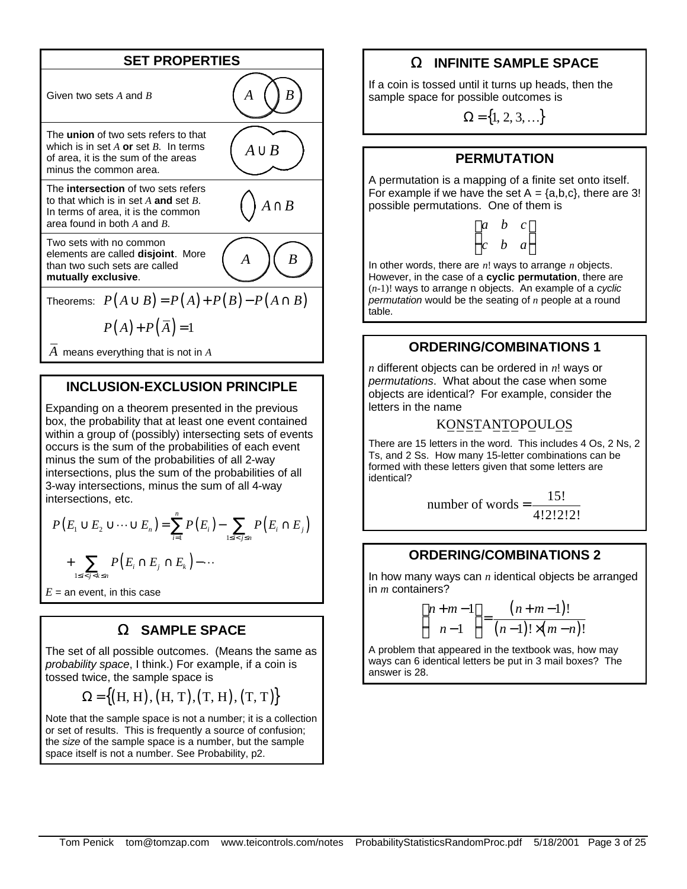## SET PROPERTIES

Given two sets $A$ and $B$

The **union** of two sets refers to that which is in set $A$ **or** set $B$. In terms of area, it is the sum of the areas minus the common area. $A \cup B$

The **intersection** of two sets refers to that which is in set $A$ **and** set $B$. In terms of area, it is the common area found in both $A$ and $B$. $A \cap B$

Two sets with no common elements are called **disjoint**. More than two such sets are called **mutually exclusive**.

Theorems: $P(A \cup B) = P(A) + P(B) - P(A \cap B)$

$$P(A) + P(\bar{A}) = 1$$

$\bar{A}$ means everything that is not in $A$

## INCLUSION-EXCLUSION PRINCIPLE

Expanding on a theorem presented in the previous box, the probability that at least one event contained within a group of (possibly) intersecting sets of events occurs is the sum of the probabilities of each event minus the sum of the probabilities of all 2-way intersections, plus the sum of the probabilities of all 3-way intersections, minus the sum of all 4-way intersections, etc.

$$P(E_1 \cup E_2 \cup \cdots \cup E_n) = \sum_{i=1}^{n} P(E_i) - \sum_{1 \le i < j \le n} P(E_i \cap E_j) + \sum_{1 \le i < j < k \le n} P(E_i \cap E_j \cap E_k) - \cdots$$

$E$ = an event, in this case

## Ω SAMPLE SPACE

The set of all possible outcomes. (Means the same as *probability space*, I think.) For example, if a coin is tossed twice, the sample space is

$$\Omega = \{(\mathrm{H}, \mathrm{H}), (\mathrm{H}, \mathrm{T}), (\mathrm{T}, \mathrm{H}), (\mathrm{T}, \mathrm{T})\}$$

Note that the sample space is not a number; it is a collection or set of results. This is frequently a source of confusion; the *size* of the sample space is a number, but the sample space itself is not a number. See Probability, p2.

## Ω INFINITE SAMPLE SPACE

If a coin is tossed until it turns up heads, then the sample space for possible outcomes is

$$\Omega = \{1, 2, 3, \ldots\}$$

## PERMUTATION

A permutation is a mapping of a finite set onto itself. For example if we have the set A = {a,b,c}, there are 3! possible permutations. One of them is

$$\begin{pmatrix} a & b & c \\ c & b & a \end{pmatrix}$$

In other words, there are $n!$ ways to arrange $n$ objects. However, in the case of a **cyclic permutation**, there are $(n-1)!$ ways to arrange n objects. An example of a *cyclic permutation* would be the seating of $n$ people at a round table.

## ORDERING/COMBINATIONS 1

$n$ different objects can be ordered in $n!$ ways or *permutations*. What about the case when some objects are identical? For example, consider the letters in the name

KONSTANTOPOULOS

There are 15 letters in the word. This includes 4 Os, 2 Ns, 2 Ts, and 2 Ss. How many 15-letter combinations can be formed with these letters given that some letters are identical?

$$\text{number of words} = \frac{15!}{4!2!2!2!}$$

## ORDERING/COMBINATIONS 2

In how many ways can $n$ identical objects be arranged in $m$ containers?

$$\binom{n+m-1}{n-1} = \frac{(n+m-1)!}{(n-1)! \times (m-n)!}$$

A problem that appeared in the textbook was, how may ways can 6 identical letters be put in 3 mail boxes? The answer is 28.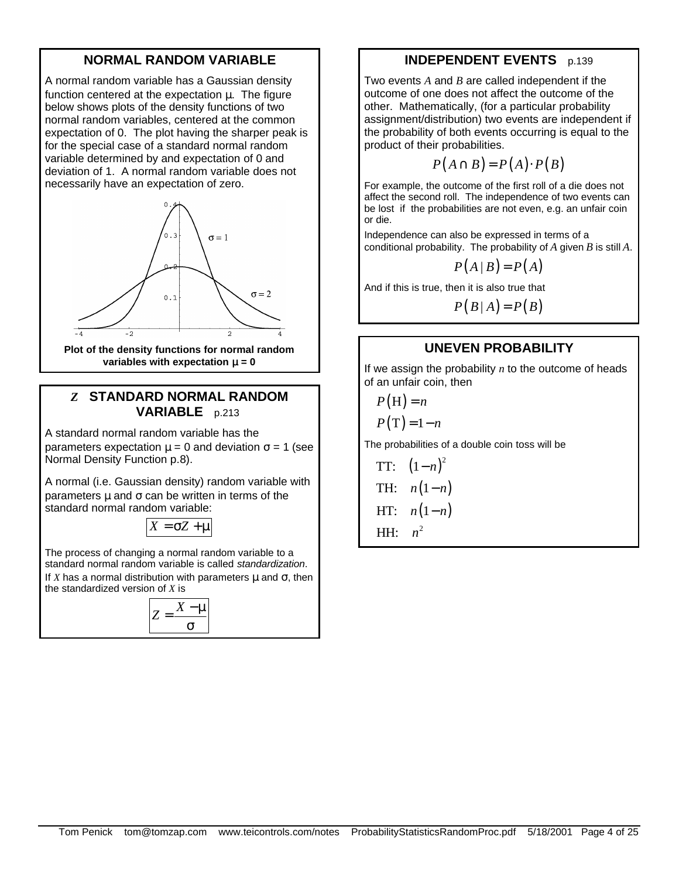## NORMAL RANDOM VARIABLE

A normal random variable has a Gaussian density function centered at the expectation μ. The figure below shows plots of the density functions of two normal random variables, centered at the common expectation of 0. The plot having the sharper peak is for the special case of a standard normal random variable determined by and expectation of 0 and deviation of 1. A normal random variable does not necessarily have an expectation of zero.

**Plot of the density functions for normal random variables with expectation μ = 0**

## $Z$ STANDARD NORMAL RANDOM VARIABLE p.213

A standard normal random variable has the parameters expectation μ = 0 and deviation σ = 1 (see Normal Density Function p.8).

A normal (i.e. Gaussian density) random variable with parameters μ and σ can be written in terms of the standard normal random variable:

$$X = \sigma Z + \mu$$

The process of changing a normal random variable to a standard normal random variable is called *standardization*. If $X$ has a normal distribution with parameters μ and σ, then the standardized version of $X$ is

$$Z = \frac{X - \mu}{\sigma}$$

## INDEPENDENT EVENTS p.139

Two events $A$ and $B$ are called independent if the outcome of one does not affect the outcome of the other. Mathematically, (for a particular probability assignment/distribution) two events are independent if the probability of both events occurring is equal to the product of their probabilities.

$$P(A \cap B) = P(A) \cdot P(B)$$

For example, the outcome of the first roll of a die does not affect the second roll. The independence of two events can be lost if the probabilities are not even, e.g. an unfair coin or die.

Independence can also be expressed in terms of a conditional probability. The probability of $A$ given $B$ is still $A$.

$$P(A \mid B) = P(A)$$

And if this is true, then it is also true that

$$P(B \mid A) = P(B)$$

## UNEVEN PROBABILITY

If we assign the probability $n$ to the outcome of heads of an unfair coin, then

$$P(\mathrm{H}) = n$$

$$P(\mathrm{T}) = 1 - n$$

The probabilities of a double coin toss will be

TT: $(1-n)^2$

TH: $n(1-n)$

HT: $n(1-n)$

HH: $n^2$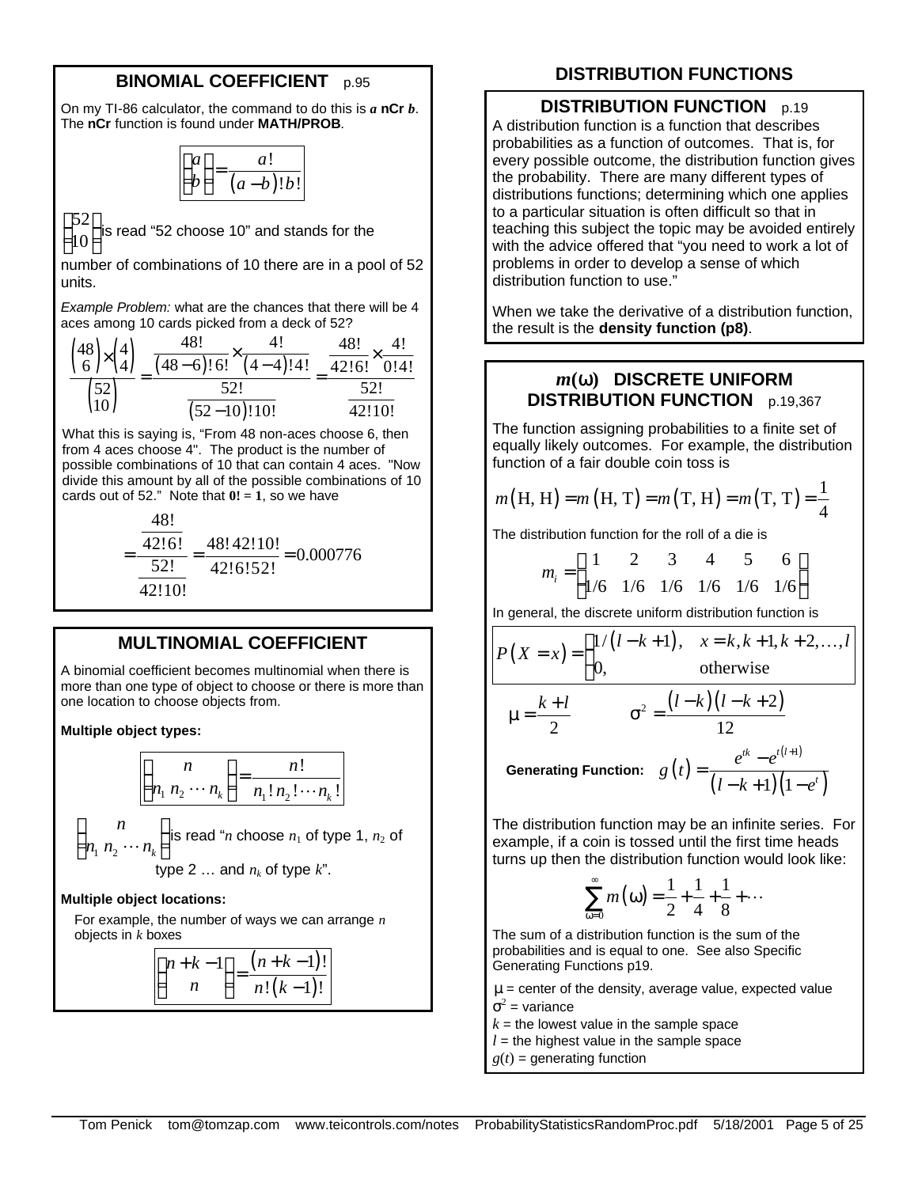## BINOMIAL COEFFICIENT p.95

On my TI-86 calculator, the command to do this is ***a*** **nCr** ***b***. The **nCr** function is found under **MATH/PROB**.

$$\binom{a}{b} = \frac{a!}{(a-b)!\,b!}$$

$\binom{52}{10}$ is read "52 choose 10" and stands for the number of combinations of 10 there are in a pool of 52 units.

*Example Problem:* what are the chances that there will be 4 aces among 10 cards picked from a deck of 52?

$$\frac{\binom{48}{6}\times\binom{4}{4}}{\binom{52}{10}} = \frac{\dfrac{48!}{(48-6)!\,6!}\times\dfrac{4!}{(4-4)!\,4!}}{\dfrac{52!}{(52-10)!\,10!}} = \frac{\dfrac{48!}{42!6!}\times\dfrac{4!}{0!4!}}{\dfrac{52!}{42!10!}}$$

What this is saying is, "From 48 non-aces choose 6, then from 4 aces choose 4". The product is the number of possible combinations of 10 that can contain 4 aces. "Now divide this amount by all of the possible combinations of 10 cards out of 52." Note that **0!** = **1**, so we have

$$= \frac{\dfrac{48!}{42!6!}}{\dfrac{52!}{42!10!}} = \frac{48!\,42!10!}{42!6!52!} = 0.000776$$

## MULTINOMIAL COEFFICIENT

A binomial coefficient becomes multinomial when there is more than one type of object to choose or there is more than one location to choose objects from.

**Multiple object types:**

$$\binom{n}{n_1\ n_2\ \cdots\ n_k} = \frac{n!}{n_1!\,n_2!\cdots n_k!}$$

$\binom{n}{n_1\ n_2\ \cdots\ n_k}$ is read "$n$ choose $n_1$ of type 1, $n_2$ of type 2 … and $n_k$ of type $k$".

**Multiple object locations:**

For example, the number of ways we can arrange $n$ objects in $k$ boxes

$$\binom{n+k-1}{n} = \frac{(n+k-1)!}{n!\,(k-1)!}$$

# DISTRIBUTION FUNCTIONS

## DISTRIBUTION FUNCTION p.19

A distribution function is a function that describes probabilities as a function of outcomes. That is, for every possible outcome, the distribution function gives the probability. There are many different types of distributions functions; determining which one applies to a particular situation is often difficult so that in teaching this subject the topic may be avoided entirely with the advice offered that "you need to work a lot of problems in order to develop a sense of which distribution function to use."

When we take the derivative of a distribution function, the result is the **density function (p8)**.

## $m(\omega)$ DISCRETE UNIFORM DISTRIBUTION FUNCTION p.19,367

The function assigning probabilities to a finite set of equally likely outcomes. For example, the distribution function of a fair double coin toss is

$$m(\text{H, H}) = m(\text{H, T}) = m(\text{T, H}) = m(\text{T, T}) = \frac{1}{4}$$

The distribution function for the roll of a die is

$$m_i = \begin{pmatrix} 1 & 2 & 3 & 4 & 5 & 6 \\ 1/6 & 1/6 & 1/6 & 1/6 & 1/6 & 1/6 \end{pmatrix}$$

In general, the discrete uniform distribution function is

$$P(X = x) = \begin{cases} 1/(l-k+1), & x = k, k+1, k+2, \ldots, l \\ 0, & \text{otherwise} \end{cases}$$

$$\mu = \frac{k+l}{2} \qquad \sigma^2 = \frac{(l-k)(l-k+2)}{12}$$

**Generating Function:** $$g(t) = \frac{e^{tk} - e^{t(l+1)}}{(l-k+1)(1-e^t)}$$

The distribution function may be an infinite series. For example, if a coin is tossed until the first time heads turns up then the distribution function would look like:

$$\sum_{\omega=0}^{\infty} m(\omega) = \frac{1}{2} + \frac{1}{4} + \frac{1}{8} + \cdots$$

The sum of a distribution function is the sum of the probabilities and is equal to one. See also Specific Generating Functions p19.

$\mu$ = center of the density, average value, expected value
$\sigma^2$ = variance
$k$ = the lowest value in the sample space
$l$ = the highest value in the sample space
$g(t)$ = generating function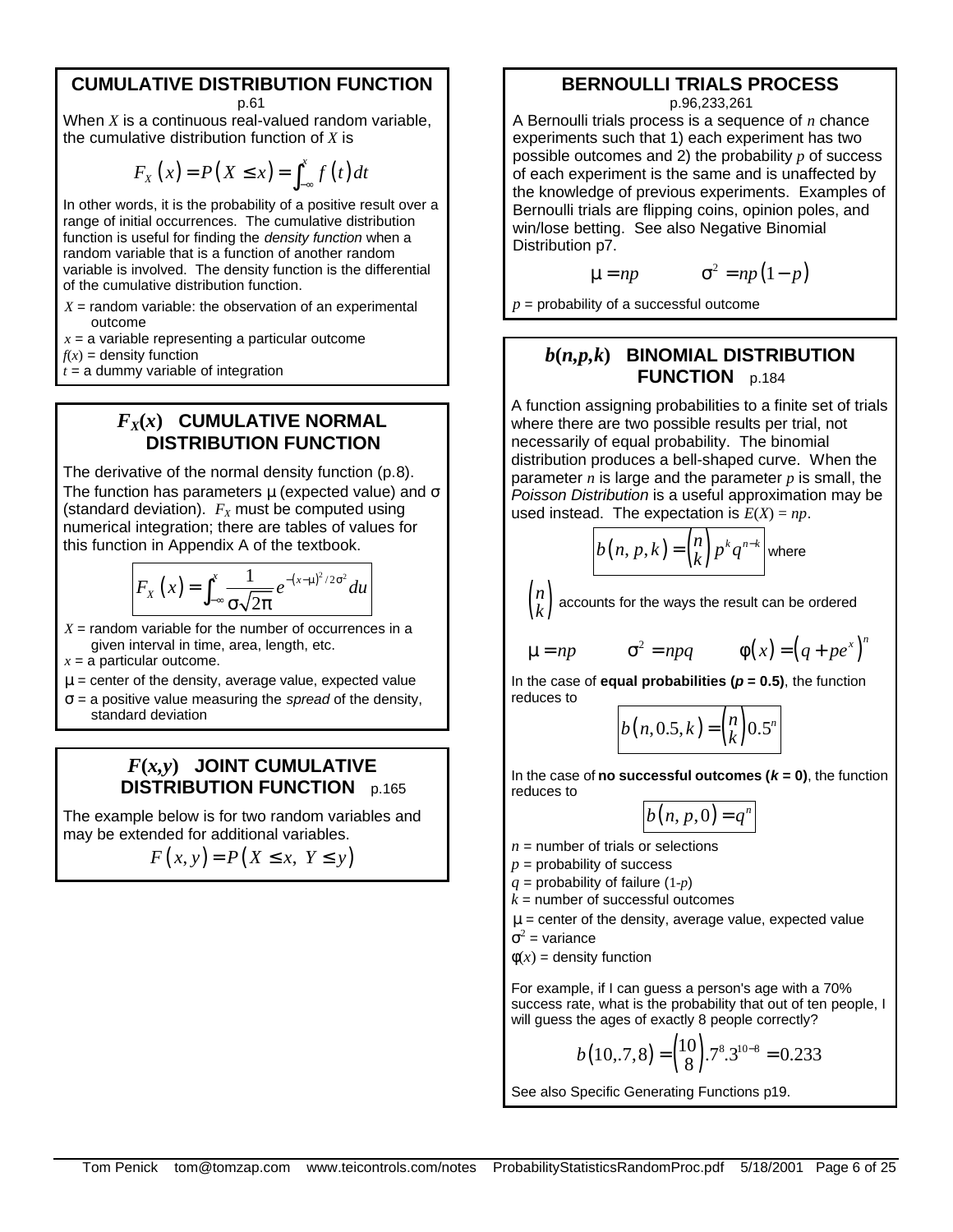## CUMULATIVE DISTRIBUTION FUNCTION

p.61

When $X$ is a continuous real-valued random variable, the cumulative distribution function of $X$ is

$$F_X(x) = P(X \le x) = \int_{-\infty}^{x} f(t)\,dt$$

In other words, it is the probability of a positive result over a range of initial occurrences. The cumulative distribution function is useful for finding the *density function* when a random variable that is a function of another random variable is involved. The density function is the differential of the cumulative distribution function.

$X$ = random variable: the observation of an experimental outcome
$x$ = a variable representing a particular outcome
$f(x)$ = density function
$t$ = a dummy variable of integration

## $F_X(x)$ CUMULATIVE NORMAL DISTRIBUTION FUNCTION

The derivative of the normal density function (p.8). The function has parameters μ (expected value) and σ (standard deviation). $F_X$ must be computed using numerical integration; there are tables of values for this function in Appendix A of the textbook.

$$F_X(x) = \int_{-\infty}^{x} \frac{1}{\sigma\sqrt{2\pi}} e^{-(x-\mu)^2/2\sigma^2}\,du$$

$X$ = random variable for the number of occurrences in a given interval in time, area, length, etc.
$x$ = a particular outcome.
$\mu$ = center of the density, average value, expected value
$\sigma$ = a positive value measuring the *spread* of the density, standard deviation

## $F(x,y)$ JOINT CUMULATIVE DISTRIBUTION FUNCTION p.165

The example below is for two random variables and may be extended for additional variables.

$$F(x, y) = P(X \le x,\ Y \le y)$$

## BERNOULLI TRIALS PROCESS

p.96,233,261

A Bernoulli trials process is a sequence of $n$ chance experiments such that 1) each experiment has two possible outcomes and 2) the probability $p$ of success of each experiment is the same and is unaffected by the knowledge of previous experiments. Examples of Bernoulli trials are flipping coins, opinion poles, and win/lose betting. See also Negative Binomial Distribution p7.

$$\mu = np \qquad \sigma^2 = np(1-p)$$

$p$ = probability of a successful outcome

## $b(n,p,k)$ BINOMIAL DISTRIBUTION FUNCTION p.184

A function assigning probabilities to a finite set of trials where there are two possible results per trial, not necessarily of equal probability. The binomial distribution produces a bell-shaped curve. When the parameter $n$ is large and the parameter $p$ is small, the *Poisson Distribution* is a useful approximation may be used instead. The expectation is $E(X) = np$.

$$b(n, p, k) = \binom{n}{k} p^k q^{n-k} \text{ where}$$

$\binom{n}{k}$ accounts for the ways the result can be ordered

$$\mu = np \qquad \sigma^2 = npq \qquad \phi(x) = \left(q + pe^x\right)^n$$

In the case of **equal probabilities ($p$ = 0.5)**, the function reduces to

$$b(n, 0.5, k) = \binom{n}{k} 0.5^n$$

In the case of **no successful outcomes ($k$ = 0)**, the function reduces to

$$b(n, p, 0) = q^n$$

$n$ = number of trials or selections
$p$ = probability of success
$q$ = probability of failure $(1-p)$
$k$ = number of successful outcomes
$\mu$ = center of the density, average value, expected value
$\sigma^2$ = variance
$\phi(x)$ = density function

For example, if I can guess a person's age with a 70% success rate, what is the probability that out of ten people, I will guess the ages of exactly 8 people correctly?

$$b(10, .7, 8) = \binom{10}{8} .7^8 .3^{10-8} = 0.233$$

See also Specific Generating Functions p19.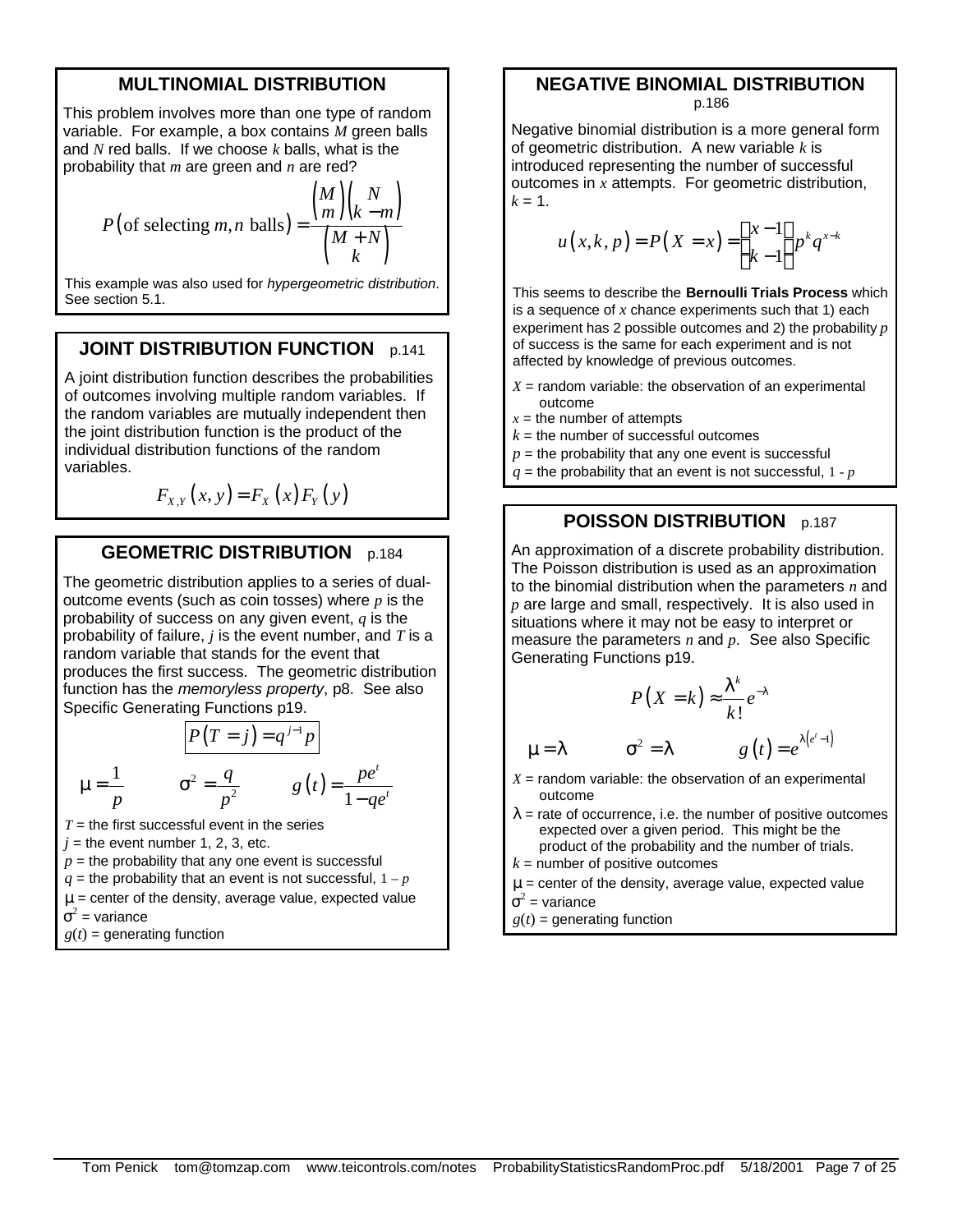## MULTINOMIAL DISTRIBUTION

This problem involves more than one type of random variable. For example, a box contains $M$ green balls and $N$ red balls. If we choose $k$ balls, what is the probability that $m$ are green and $n$ are red?

$$P(\text{of selecting } m, n \text{ balls}) = \frac{\binom{M}{m}\binom{N}{k-m}}{\binom{M+N}{k}}$$

This example was also used for *hypergeometric distribution*. See section 5.1.

## JOINT DISTRIBUTION FUNCTION p.141

A joint distribution function describes the probabilities of outcomes involving multiple random variables. If the random variables are mutually independent then the joint distribution function is the product of the individual distribution functions of the random variables.

$$F_{X,Y}(x,y) = F_X(x)F_Y(y)$$

## GEOMETRIC DISTRIBUTION p.184

The geometric distribution applies to a series of dual-outcome events (such as coin tosses) where $p$ is the probability of success on any given event, $q$ is the probability of failure, $j$ is the event number, and $T$ is a random variable that stands for the event that produces the first success. The geometric distribution function has the *memoryless property*, p8. See also Specific Generating Functions p19.

$$\boxed{P(T = j) = q^{j-1}p}$$

$$\mu = \frac{1}{p} \qquad \sigma^2 = \frac{q}{p^2} \qquad g(t) = \frac{pe^t}{1-qe^t}$$

$T$ = the first successful event in the series
$j$ = the event number 1, 2, 3, etc.
$p$ = the probability that any one event is successful
$q$ = the probability that an event is not successful, $1 - p$
$\mu$ = center of the density, average value, expected value
$\sigma^2$ = variance
$g(t)$ = generating function

## NEGATIVE BINOMIAL DISTRIBUTION
p.186

Negative binomial distribution is a more general form of geometric distribution. A new variable $k$ is introduced representing the number of successful outcomes in $x$ attempts. For geometric distribution, $k = 1$.

$$u(x,k,p) = P(X = x) = \binom{x-1}{k-1}p^k q^{x-k}$$

This seems to describe the **Bernoulli Trials Process** which is a sequence of $x$ chance experiments such that 1) each experiment has 2 possible outcomes and 2) the probability $p$ of success is the same for each experiment and is not affected by knowledge of previous outcomes.

$X$ = random variable: the observation of an experimental outcome
$x$ = the number of attempts
$k$ = the number of successful outcomes
$p$ = the probability that any one event is successful
$q$ = the probability that an event is not successful, $1 - p$

## POISSON DISTRIBUTION p.187

An approximation of a discrete probability distribution. The Poisson distribution is used as an approximation to the binomial distribution when the parameters $n$ and $p$ are large and small, respectively. It is also used in situations where it may not be easy to interpret or measure the parameters $n$ and $p$. See also Specific Generating Functions p19.

$$P(X = k) \approx \frac{\lambda^k}{k!}e^{-\lambda}$$

$$\mu = \lambda \qquad \sigma^2 = \lambda \qquad g(t) = e^{\lambda(e^t - 1)}$$

$X$ = random variable: the observation of an experimental outcome
$\lambda$ = rate of occurrence, i.e. the number of positive outcomes expected over a given period. This might be the product of the probability and the number of trials.
$k$ = number of positive outcomes
$\mu$ = center of the density, average value, expected value
$\sigma^2$ = variance
$g(t)$ = generating function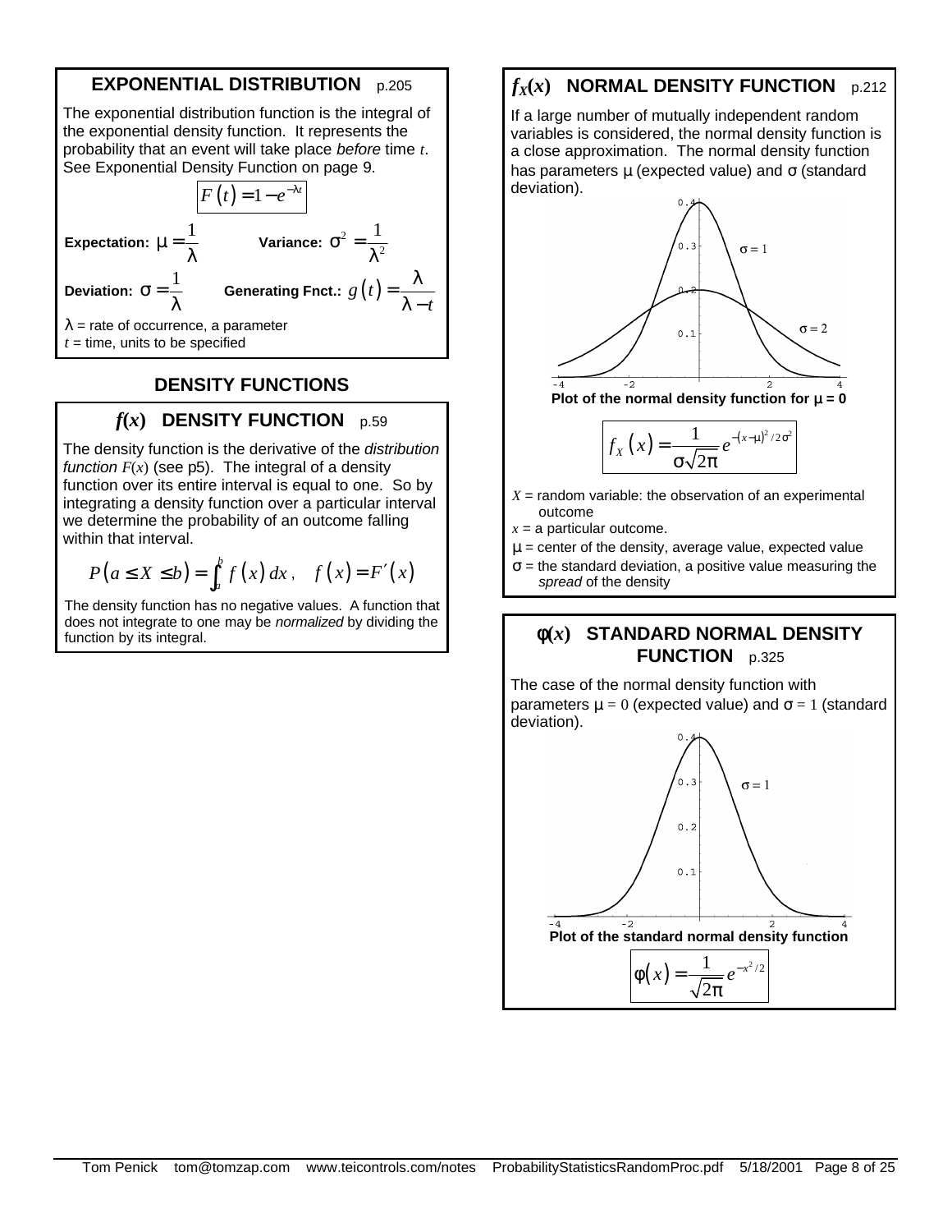## EXPONENTIAL DISTRIBUTION p.205

The exponential distribution function is the integral of the exponential density function. It represents the probability that an event will take place *before* time $t$. See Exponential Density Function on page 9.

$$F(t) = 1 - e^{-\lambda t}$$

**Expectation:** $\mu = \frac{1}{\lambda}$ **Variance:** $\sigma^2 = \frac{1}{\lambda^2}$

**Deviation:** $\sigma = \frac{1}{\lambda}$ **Generating Fnct.:** $g(t) = \frac{\lambda}{\lambda - t}$

$\lambda$ = rate of occurrence, a parameter
$t$ = time, units to be specified

## DENSITY FUNCTIONS

### $f(x)$ DENSITY FUNCTION p.59

The density function is the derivative of the *distribution function* $F(x)$ (see p5). The integral of a density function over its entire interval is equal to one. So by integrating a density function over a particular interval we determine the probability of an outcome falling within that interval.

$$P(a \le X \le b) = \int_a^b f(x)\,dx\,, \quad f(x) = F'(x)$$

The density function has no negative values. A function that does not integrate to one may be *normalized* by dividing the function by its integral.

### $f_X(x)$ NORMAL DENSITY FUNCTION p.212

If a large number of mutually independent random variables is considered, the normal density function is a close approximation. The normal density function has parameters μ (expected value) and σ (standard deviation).

Plot of the normal density function for μ = 0

$$f_X(x) = \frac{1}{\sigma\sqrt{2\pi}} e^{-(x-\mu)^2/2\sigma^2}$$

$X$ = random variable: the observation of an experimental outcome
$x$ = a particular outcome.
$\mu$ = center of the density, average value, expected value
$\sigma$ = the standard deviation, a positive value measuring the *spread* of the density

### $\phi(x)$ STANDARD NORMAL DENSITY FUNCTION p.325

The case of the normal density function with parameters $\mu = 0$ (expected value) and $\sigma = 1$ (standard deviation).

Plot of the standard normal density function

$$\phi(x) = \frac{1}{\sqrt{2\pi}} e^{-x^2/2}$$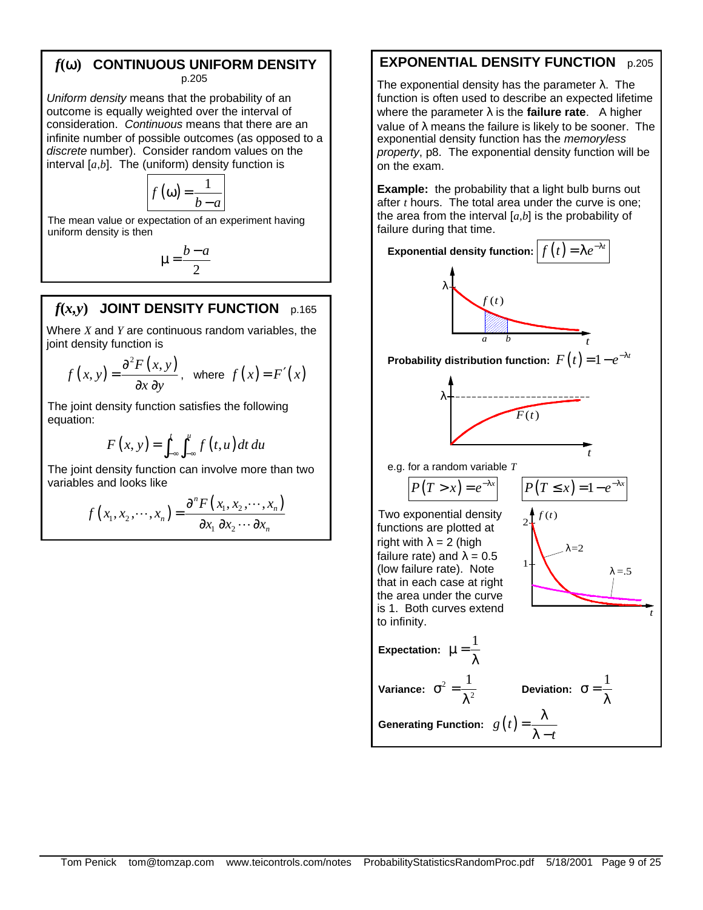## $f(\omega)$ CONTINUOUS UNIFORM DENSITY p.205

*Uniform density* means that the probability of an outcome is equally weighted over the interval of consideration. *Continuous* means that there are an infinite number of possible outcomes (as opposed to a *discrete* number). Consider random values on the interval $[a,b]$. The (uniform) density function is

$$f(\omega) = \frac{1}{b-a}$$

The mean value or expectation of an experiment having uniform density is then

$$\mu = \frac{b-a}{2}$$

## $f(x,y)$ JOINT DENSITY FUNCTION p.165

Where $X$ and $Y$ are continuous random variables, the joint density function is

$$f(x,y) = \frac{\partial^2 F(x,y)}{\partial x\,\partial y}, \quad \text{where } f(x) = F'(x)$$

The joint density function satisfies the following equation:

$$F(x,y) = \int_{-\infty}^{t} \int_{-\infty}^{u} f(t,u)\,dt\,du$$

The joint density function can involve more than two variables and looks like

$$f(x_1, x_2, \cdots, x_n) = \frac{\partial^n F(x_1, x_2, \cdots, x_n)}{\partial x_1\,\partial x_2 \cdots \partial x_n}$$

## EXPONENTIAL DENSITY FUNCTION p.205

The exponential density has the parameter $\lambda$. The function is often used to describe an expected lifetime where the parameter $\lambda$ is the **failure rate**. A higher value of $\lambda$ means the failure is likely to be sooner. The exponential density function has the *memoryless property*, p8. The exponential density function will be on the exam.

**Example:** the probability that a light bulb burns out after $t$ hours. The total area under the curve is one; the area from the interval $[a,b]$ is the probability of failure during that time.

**Exponential density function:** $f(t) = \lambda e^{-\lambda t}$

**Probability distribution function:** $F(t) = 1 - e^{-\lambda t}$

e.g. for a random variable $T$

$$P(T > x) = e^{-\lambda x} \qquad P(T \le x) = 1 - e^{-\lambda x}$$

Two exponential density functions are plotted at right with $\lambda = 2$ (high failure rate) and $\lambda = 0.5$ (low failure rate). Note that in each case at right the area under the curve is 1. Both curves extend to infinity.

**Expectation:** $\mu = \frac{1}{\lambda}$

**Variance:** $\sigma^2 = \frac{1}{\lambda^2}$ **Deviation:** $\sigma = \frac{1}{\lambda}$

**Generating Function:** $g(t) = \frac{\lambda}{\lambda - t}$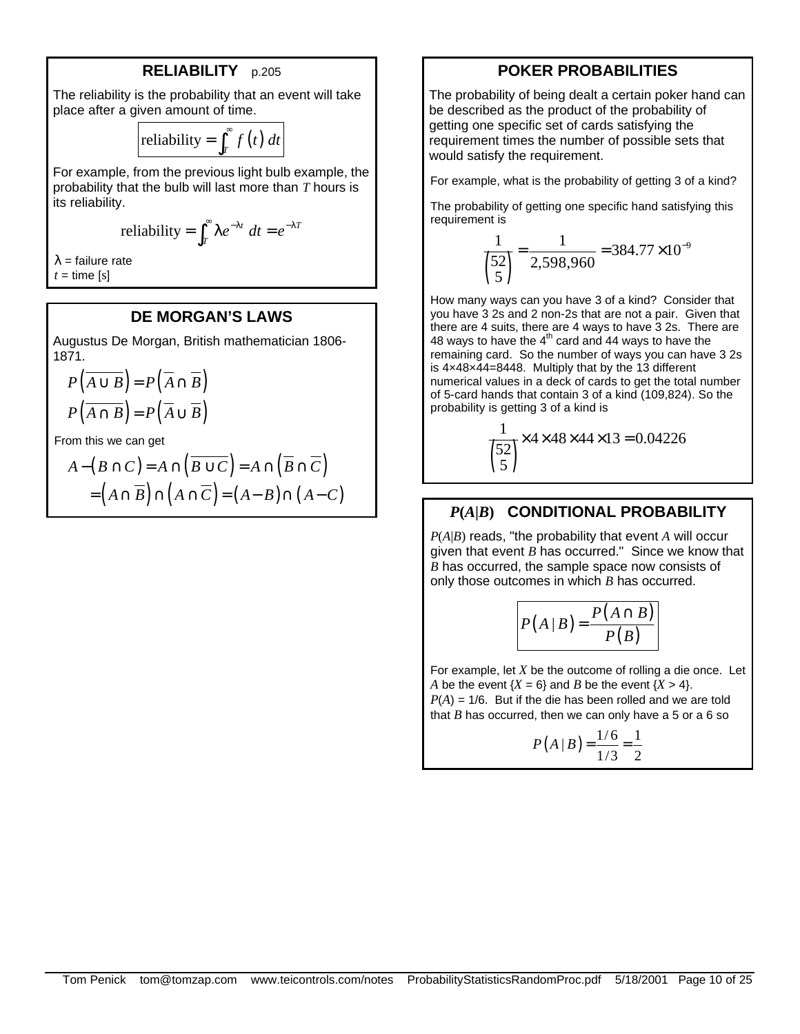## RELIABILITY p.205

The reliability is the probability that an event will take place after a given amount of time.

$$\text{reliability} = \int_T^{\infty} f(t)\, dt$$

For example, from the previous light bulb example, the probability that the bulb will last more than $T$ hours is its reliability.

$$\text{reliability} = \int_T^{\infty} \lambda e^{-\lambda t}\, dt = e^{-\lambda T}$$

$\lambda$ = failure rate
$t$ = time [s]

## DE MORGAN'S LAWS

Augustus De Morgan, British mathematician 1806-1871.

$$P\left(\overline{A \cup B}\right) = P\left(\overline{A} \cap \overline{B}\right)$$

$$P\left(\overline{A \cap B}\right) = P\left(\overline{A} \cup \overline{B}\right)$$

From this we can get

$$A - (B \cap C) = A \cap \left(\overline{B \cup C}\right) = A \cap \left(\overline{B} \cap \overline{C}\right)$$
$$= \left(A \cap \overline{B}\right) \cap \left(A \cap \overline{C}\right) = (A - B) \cap (A - C)$$

## POKER PROBABILITIES

The probability of being dealt a certain poker hand can be described as the product of the probability of getting one specific set of cards satisfying the requirement times the number of possible sets that would satisfy the requirement.

For example, what is the probability of getting 3 of a kind?

The probability of getting one specific hand satisfying this requirement is

$$\frac{1}{\binom{52}{5}} = \frac{1}{2{,}598{,}960} = 384.77 \times 10^{-9}$$

How many ways can you have 3 of a kind? Consider that you have 3 2s and 2 non-2s that are not a pair. Given that there are 4 suits, there are 4 ways to have 3 2s. There are 48 ways to have the 4th card and 44 ways to have the remaining card. So the number of ways you can have 3 2s is 4×48×44=8448. Multiply that by the 13 different numerical values in a deck of cards to get the total number of 5-card hands that contain 3 of a kind (109,824). So the probability is getting 3 of a kind is

$$\frac{1}{\binom{52}{5}} \times 4 \times 48 \times 44 \times 13 = 0.04226$$

## $P(A|B)$ CONDITIONAL PROBABILITY

$P(A|B)$ reads, "the probability that event $A$ will occur given that event $B$ has occurred." Since we know that $B$ has occurred, the sample space now consists of only those outcomes in which $B$ has occurred.

$$P(A \mid B) = \frac{P(A \cap B)}{P(B)}$$

For example, let $X$ be the outcome of rolling a die once. Let $A$ be the event $\{X = 6\}$ and $B$ be the event $\{X > 4\}$. $P(A) = 1/6$. But if the die has been rolled and we are told that $B$ has occurred, then we can only have a 5 or a 6 so

$$P(A \mid B) = \frac{1/6}{1/3} = \frac{1}{2}$$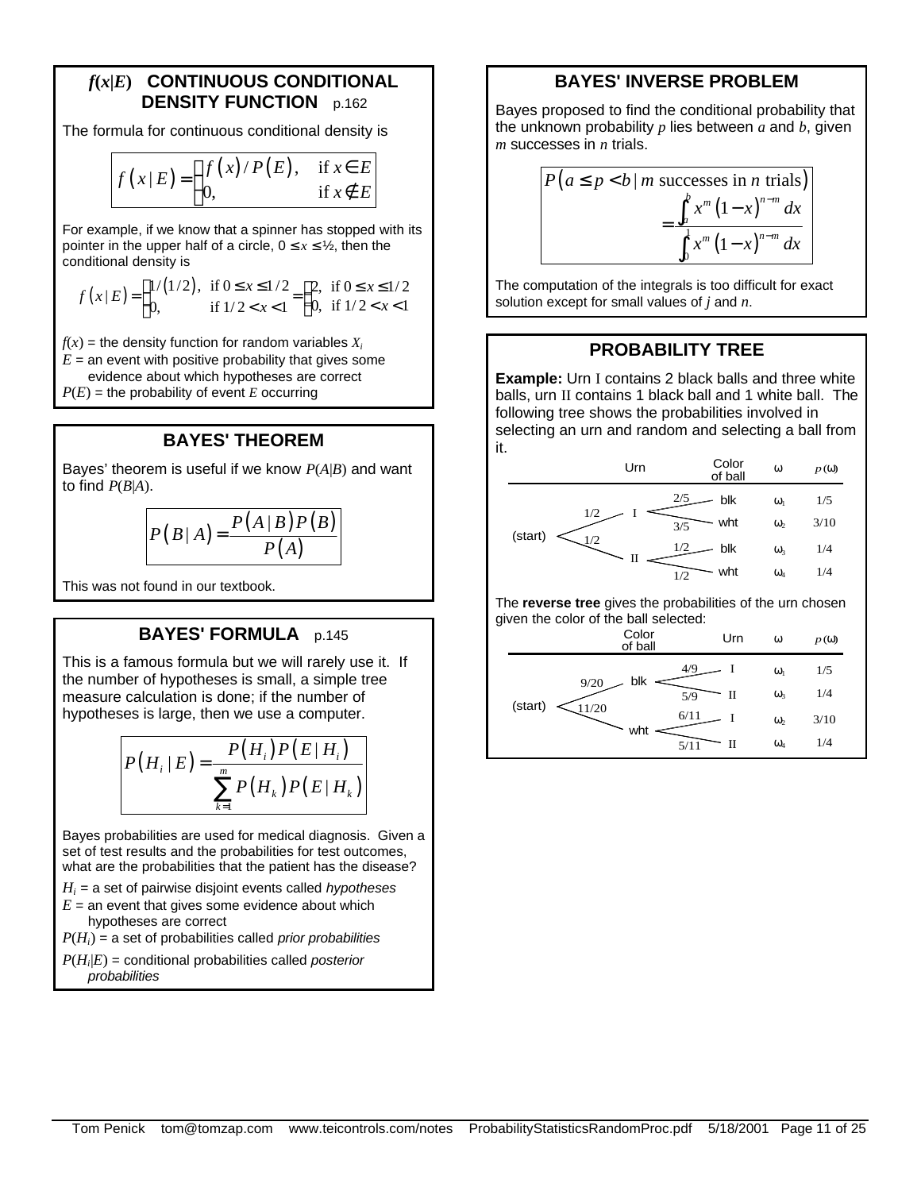## $f(x|E)$ CONTINUOUS CONDITIONAL DENSITY FUNCTION p.162

The formula for continuous conditional density is

$$f(x|E) = \begin{cases} f(x)/P(E), & \text{if } x \in E \\ 0, & \text{if } x \notin E \end{cases}$$

For example, if we know that a spinner has stopped with its pointer in the upper half of a circle, $0 \le x \le ½$, then the conditional density is

$$f(x|E) = \begin{cases} 1/(1/2), & \text{if } 0 \le x \le 1/2 \\ 0, & \text{if } 1/2 < x < 1 \end{cases} = \begin{cases} 2, & \text{if } 0 \le x \le 1/2 \\ 0, & \text{if } 1/2 < x < 1 \end{cases}$$

$f(x)$ = the density function for random variables $X_i$
$E$ = an event with positive probability that gives some evidence about which hypotheses are correct
$P(E)$ = the probability of event $E$ occurring

## BAYES' THEOREM

Bayes' theorem is useful if we know $P(A|B)$ and want to find $P(B|A)$.

$$P(B|A) = \frac{P(A|B)P(B)}{P(A)}$$

This was not found in our textbook.

## BAYES' FORMULA p.145

This is a famous formula but we will rarely use it. If the number of hypotheses is small, a simple tree measure calculation is done; if the number of hypotheses is large, then we use a computer.

$$P(H_i|E) = \frac{P(H_i)P(E|H_i)}{\sum_{k=1}^{m} P(H_k)P(E|H_k)}$$

Bayes probabilities are used for medical diagnosis. Given a set of test results and the probabilities for test outcomes, what are the probabilities that the patient has the disease?

$H_i$ = a set of pairwise disjoint events called *hypotheses*
$E$ = an event that gives some evidence about which hypotheses are correct
$P(H_i)$ = a set of probabilities called *prior probabilities*
$P(H_i|E)$ = conditional probabilities called *posterior probabilities*

## BAYES' INVERSE PROBLEM

Bayes proposed to find the conditional probability that the unknown probability $p$ lies between $a$ and $b$, given $m$ successes in $n$ trials.

$$P(a \le p < b \mid m \text{ successes in } n \text{ trials}) = \frac{\int_a^b x^m (1-x)^{n-m}\, dx}{\int_0^1 x^m (1-x)^{n-m}\, dx}$$

The computation of the integrals is too difficult for exact solution except for small values of $j$ and $n$.

## PROBABILITY TREE

**Example:** Urn I contains 2 black balls and three white balls, urn II contains 1 black ball and 1 white ball. The following tree shows the probabilities involved in selecting an urn and random and selecting a ball from it.

| | Urn | | Color of ball | $\omega$ | $p(\omega)$ |
|---|---|---|---|---|---|
| (start) | 1/2 → I | 2/5 | blk | $\omega_1$ | 1/5 |
| | | 3/5 | wht | $\omega_2$ | 3/10 |
| | 1/2 → II | 1/2 | blk | $\omega_3$ | 1/4 |
| | | 1/2 | wht | $\omega_4$ | 1/4 |

The **reverse tree** gives the probabilities of the urn chosen given the color of the ball selected:

| | Color of ball | | Urn | $\omega$ | $p(\omega)$ |
|---|---|---|---|---|---|
| (start) | 9/20 → blk | 4/9 | I | $\omega_1$ | 1/5 |
| | | 5/9 | II | $\omega_3$ | 1/4 |
| | 11/20 → wht | 6/11 | I | $\omega_2$ | 3/10 |
| | | 5/11 | II | $\omega_4$ | 1/4 |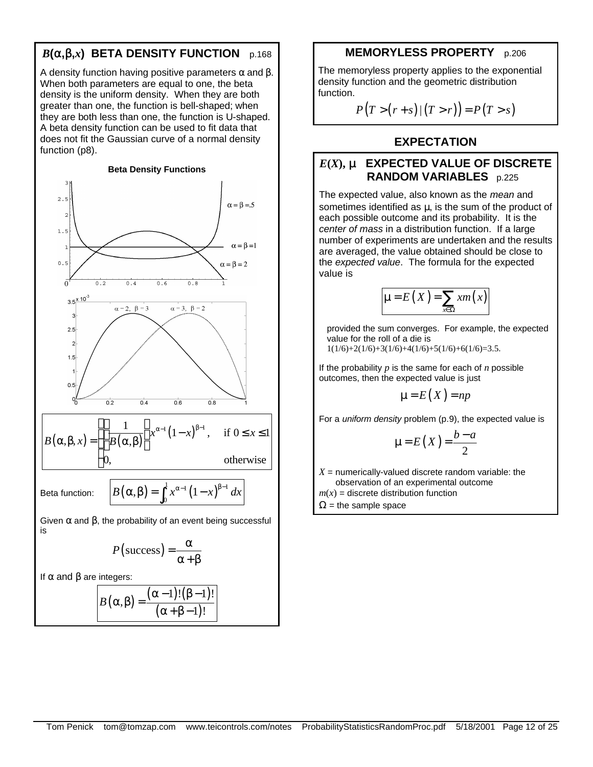## $B(\alpha,\beta,x)$ BETA DENSITY FUNCTION p.168

A density function having positive parameters α and β. When both parameters are equal to one, the beta density is the uniform density. When they are both greater than one, the function is bell-shaped; when they are both less than one, the function is U-shaped. A beta density function can be used to fit data that does not fit the Gaussian curve of a normal density function (p8).

**Beta Density Functions**

$$B(\alpha,\beta,x) = \begin{cases} \left(\dfrac{1}{B(\alpha,\beta)}\right) x^{\alpha-1}(1-x)^{\beta-1}, & \text{if } 0 \le x \le 1 \\ 0, & \text{otherwise} \end{cases}$$

Beta function:

$$B(\alpha,\beta) = \int_0^1 x^{\alpha-1}(1-x)^{\beta-1}\,dx$$

Given α and β, the probability of an event being successful is

$$P(\text{success}) = \frac{\alpha}{\alpha+\beta}$$

If α and β are integers:

$$B(\alpha,\beta) = \frac{(\alpha-1)!(\beta-1)!}{(\alpha+\beta-1)!}$$

## MEMORYLESS PROPERTY p.206

The memoryless property applies to the exponential density function and the geometric distribution function.

$$P\big(T > (r+s) \mid (T > r)\big) = P(T > s)$$

# EXPECTATION

## $E(X)$, μ EXPECTED VALUE OF DISCRETE RANDOM VARIABLES p.225

The expected value, also known as the *mean* and sometimes identified as μ, is the sum of the product of each possible outcome and its probability. It is the *center of mass* in a distribution function. If a large number of experiments are undertaken and the results are averaged, the value obtained should be close to the *expected value*. The formula for the expected value is

$$\mu = E(X) = \sum_{x \in \Omega} x m(x)$$

provided the sum converges. For example, the expected value for the roll of a die is $1(1/6)+2(1/6)+3(1/6)+4(1/6)+5(1/6)+6(1/6)=3.5$.

If the probability $p$ is the same for each of $n$ possible outcomes, then the expected value is just

$$\mu = E(X) = np$$

For a *uniform density* problem (p.9), the expected value is

$$\mu = E(X) = \frac{b-a}{2}$$

$X$ = numerically-valued discrete random variable: the observation of an experimental outcome
$m(x)$ = discrete distribution function
$\Omega$ = the sample space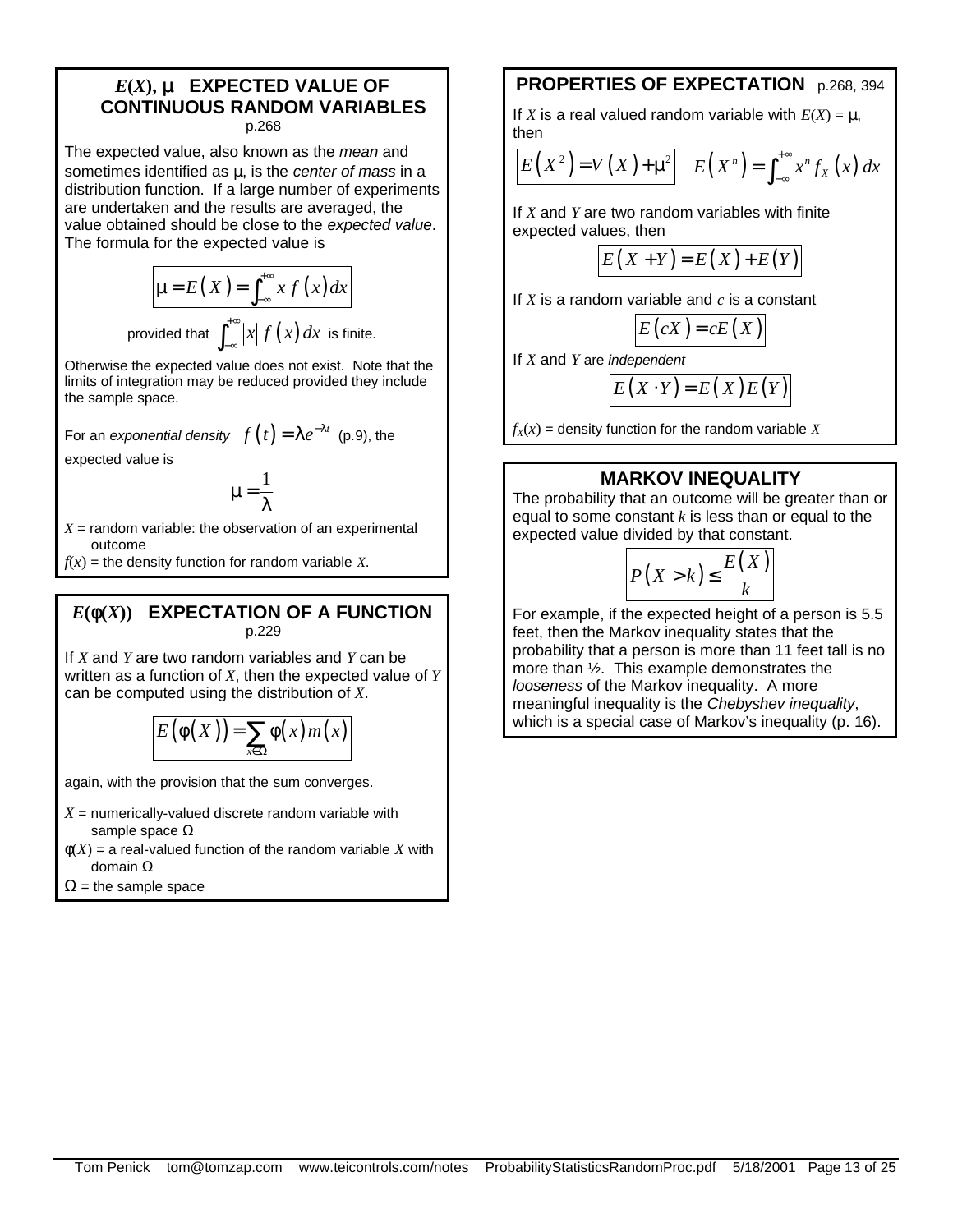## $E(X)$, μ EXPECTED VALUE OF CONTINUOUS RANDOM VARIABLES

p.268

The expected value, also known as the *mean* and sometimes identified as μ, is the *center of mass* in a distribution function. If a large number of experiments are undertaken and the results are averaged, the value obtained should be close to the *expected value*. The formula for the expected value is

$$\mu = E(X) = \int_{-\infty}^{+\infty} x\, f(x)\, dx$$

provided that $\int_{-\infty}^{+\infty} |x|\, f(x)\, dx$ is finite.

Otherwise the expected value does not exist. Note that the limits of integration may be reduced provided they include the sample space.

For an *exponential density* $f(t) = \lambda e^{-\lambda t}$ (p.9), the expected value is

$$\mu = \frac{1}{\lambda}$$

$X$ = random variable: the observation of an experimental outcome
$f(x)$ = the density function for random variable $X$.

## $E(\phi(X))$ EXPECTATION OF A FUNCTION

p.229

If $X$ and $Y$ are two random variables and $Y$ can be written as a function of $X$, then the expected value of $Y$ can be computed using the distribution of $X$.

$$E(\phi(X)) = \sum_{x \in \Omega} \phi(x)\, m(x)$$

again, with the provision that the sum converges.

$X$ = numerically-valued discrete random variable with sample space Ω
$\phi(X)$ = a real-valued function of the random variable $X$ with domain Ω
Ω = the sample space

## PROPERTIES OF EXPECTATION p.268, 394

If $X$ is a real valued random variable with $E(X) = \mu$, then

$$E(X^2) = V(X) + \mu^2 \qquad E(X^n) = \int_{-\infty}^{+\infty} x^n f_X(x)\, dx$$

If $X$ and $Y$ are two random variables with finite expected values, then

$$E(X + Y) = E(X) + E(Y)$$

If $X$ is a random variable and $c$ is a constant

$$E(cX) = cE(X)$$

If $X$ and $Y$ are *independent*

$$E(X \cdot Y) = E(X)E(Y)$$

$f_X(x)$ = density function for the random variable $X$

## MARKOV INEQUALITY

The probability that an outcome will be greater than or equal to some constant $k$ is less than or equal to the expected value divided by that constant.

$$P(X > k) \leq \frac{E(X)}{k}$$

For example, if the expected height of a person is 5.5 feet, then the Markov inequality states that the probability that a person is more than 11 feet tall is no more than ½. This example demonstrates the *looseness* of the Markov inequality. A more meaningful inequality is the *Chebyshev inequality*, which is a special case of Markov's inequality (p. 16).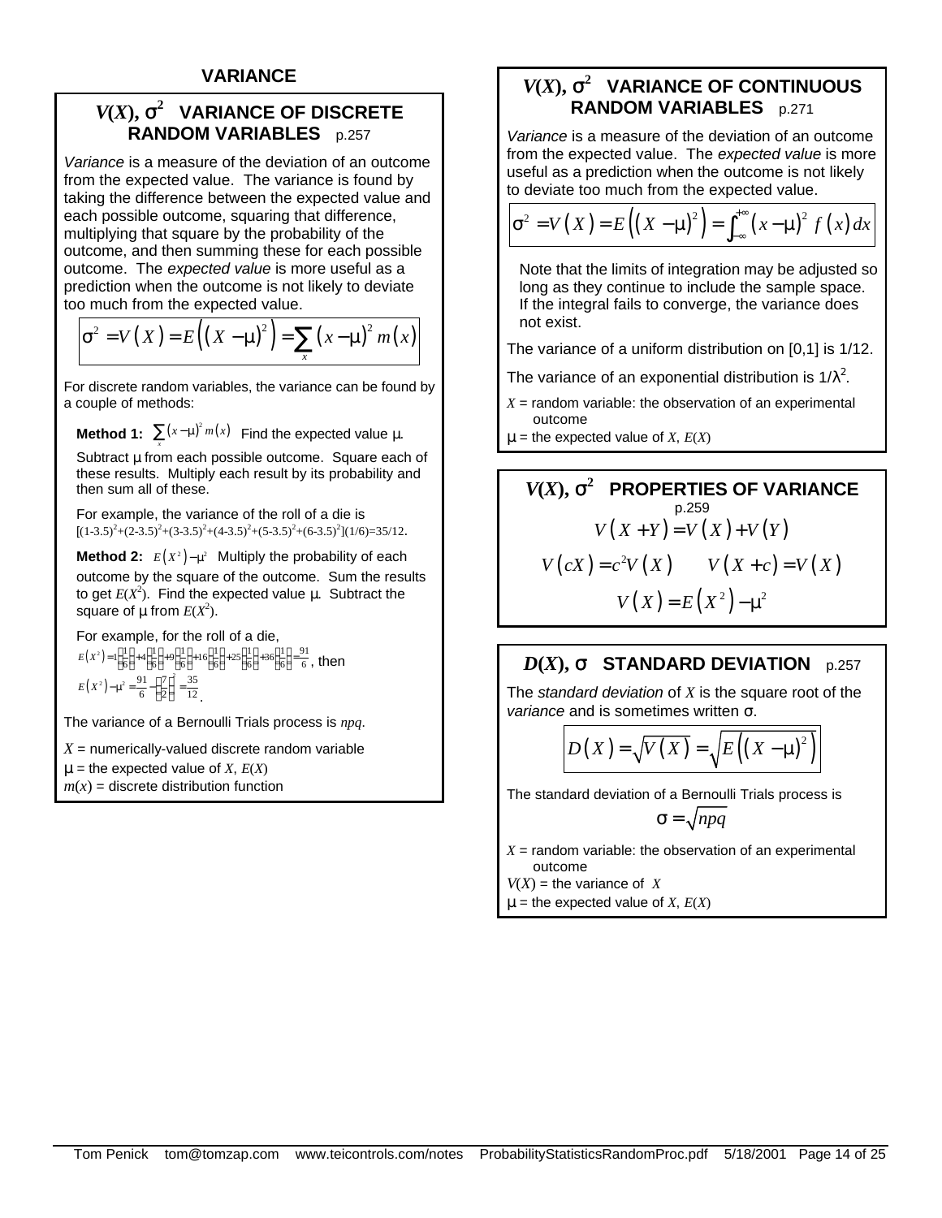# VARIANCE

## $V(X)$, $\sigma^2$ VARIANCE OF DISCRETE RANDOM VARIABLES p.257

*Variance* is a measure of the deviation of an outcome from the expected value. The variance is found by taking the difference between the expected value and each possible outcome, squaring that difference, multiplying that square by the probability of the outcome, and then summing these for each possible outcome. The *expected value* is more useful as a prediction when the outcome is not likely to deviate too much from the expected value.

$$\sigma^2 = V(X) = E\left((X-\mu)^2\right) = \sum_x (x-\mu)^2 m(x)$$

For discrete random variables, the variance can be found by a couple of methods:

**Method 1:** $\sum_x (x-\mu)^2 m(x)$ Find the expected value μ. Subtract μ from each possible outcome. Square each of these results. Multiply each result by its probability and then sum all of these.

For example, the variance of the roll of a die is $[(1-3.5)^2+(2-3.5)^2+(3-3.5)^2+(4-3.5)^2+(5-3.5)^2+(6-3.5)^2](1/6)=35/12$.

**Method 2:** $E(X^2)-\mu^2$ Multiply the probability of each outcome by the square of the outcome. Sum the results to get $E(X^2)$. Find the expected value μ. Subtract the square of μ from $E(X^2)$.

For example, for the roll of a die,
$E(X^2)=1\left(\frac{1}{6}\right)+4\left(\frac{1}{6}\right)+9\left(\frac{1}{6}\right)+16\left(\frac{1}{6}\right)+25\left(\frac{1}{6}\right)+36\left(\frac{1}{6}\right)=\frac{91}{6}$, then
$E(X^2)-\mu^2=\frac{91}{6}-\left(\frac{7}{2}\right)^2=\frac{35}{12}$.

The variance of a Bernoulli Trials process is $npq$.

$X$ = numerically-valued discrete random variable
$\mu$ = the expected value of $X$, $E(X)$
$m(x)$ = discrete distribution function

## $V(X)$, $\sigma^2$ VARIANCE OF CONTINUOUS RANDOM VARIABLES p.271

*Variance* is a measure of the deviation of an outcome from the expected value. The *expected value* is more useful as a prediction when the outcome is not likely to deviate too much from the expected value.

$$\sigma^2 = V(X) = E\left((X-\mu)^2\right) = \int_{-\infty}^{+\infty} (x-\mu)^2 f(x)\,dx$$

Note that the limits of integration may be adjusted so long as they continue to include the sample space. If the integral fails to converge, the variance does not exist.

The variance of a uniform distribution on [0,1] is 1/12.

The variance of an exponential distribution is $1/\lambda^2$.

$X$ = random variable: the observation of an experimental outcome
$\mu$ = the expected value of $X$, $E(X)$

## $V(X)$, $\sigma^2$ PROPERTIES OF VARIANCE p.259

$$V(X+Y) = V(X) + V(Y)$$

$$V(cX) = c^2 V(X) \qquad V(X+c) = V(X)$$

$$V(X) = E(X^2) - \mu^2$$

## $D(X)$, σ STANDARD DEVIATION p.257

The *standard deviation* of $X$ is the square root of the *variance* and is sometimes written σ.

$$D(X) = \sqrt{V(X)} = \sqrt{E\left((X-\mu)^2\right)}$$

The standard deviation of a Bernoulli Trials process is

$$\sigma = \sqrt{npq}$$

$X$ = random variable: the observation of an experimental outcome
$V(X)$ = the variance of $X$
$\mu$ = the expected value of $X$, $E(X)$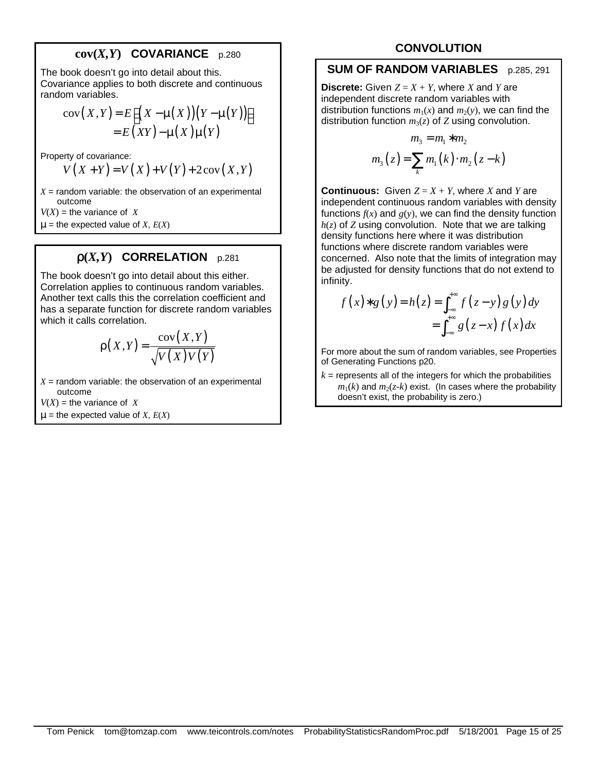## cov(*X,Y*) COVARIANCE p.280

The book doesn't go into detail about this. Covariance applies to both discrete and continuous random variables.

$$\operatorname{cov}(X,Y) = E\left[\left(X - \mu(X)\right)\left(Y - \mu(Y)\right)\right]$$
$$= E(XY) - \mu(X)\mu(Y)$$

Property of covariance:

$$V(X+Y) = V(X) + V(Y) + 2\operatorname{cov}(X,Y)$$

$X$ = random variable: the observation of an experimental outcome

$V(X)$ = the variance of $X$

$\mu$ = the expected value of $X$, $E(X)$

## ρ(*X,Y*) CORRELATION p.281

The book doesn't go into detail about this either. Correlation applies to continuous random variables. Another text calls this the correlation coefficient and has a separate function for discrete random variables which it calls correlation.

$$\rho(X,Y) = \frac{\operatorname{cov}(X,Y)}{\sqrt{V(X)V(Y)}}$$

$X$ = random variable: the observation of an experimental outcome

$V(X)$ = the variance of $X$

$\mu$ = the expected value of $X$, $E(X)$

# CONVOLUTION

## SUM OF RANDOM VARIABLES p.285, 291

**Discrete:** Given $Z = X + Y$, where $X$ and $Y$ are independent discrete random variables with distribution functions $m_1(x)$ and $m_2(y)$, we can find the distribution function $m_3(z)$ of $Z$ using convolution.

$$m_3 = m_1 * m_2$$
$$m_3(z) = \sum_k m_1(k) \cdot m_2(z-k)$$

**Continuous:** Given $Z = X + Y$, where $X$ and $Y$ are independent continuous random variables with density functions $f(x)$ and $g(y)$, we can find the density function $h(z)$ of $Z$ using convolution. Note that we are talking density functions here where it was distribution functions where discrete random variables were concerned. Also note that the limits of integration may be adjusted for density functions that do not extend to infinity.

$$f(x) * g(y) = h(z) = \int_{-\infty}^{+\infty} f(z-y)\, g(y)\, dy$$
$$= \int_{-\infty}^{+\infty} g(z-x)\, f(x)\, dx$$

For more about the sum of random variables, see Properties of Generating Functions p20.

$k$ = represents all of the integers for which the probabilities $m_1(k)$ and $m_2(z\text{-}k)$ exist. (In cases where the probability doesn't exist, the probability is zero.)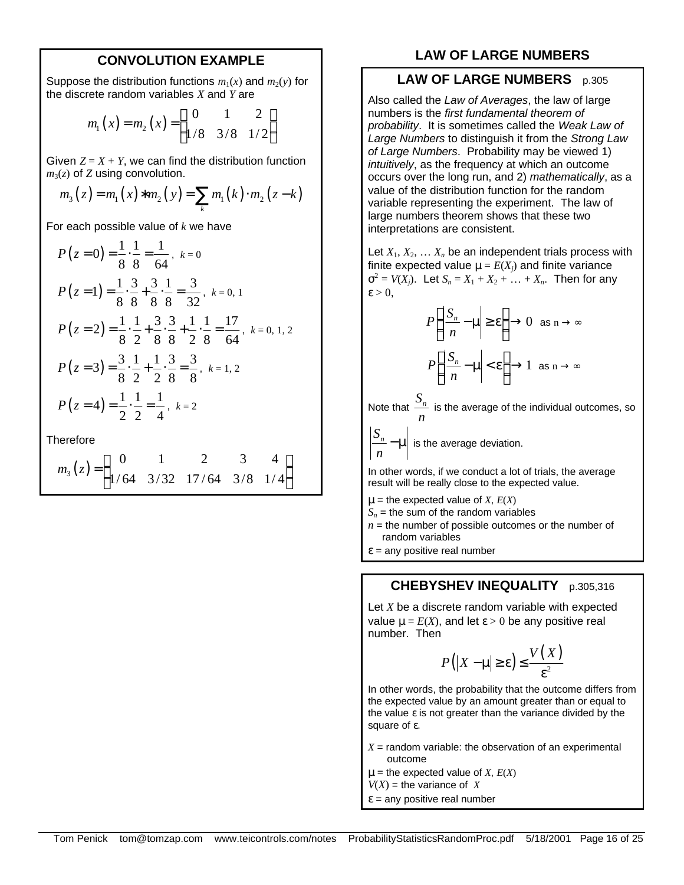## CONVOLUTION EXAMPLE

Suppose the distribution functions $m_1(x)$ and $m_2(y)$ for the discrete random variables $X$ and $Y$ are

$$m_1(x) = m_2(x) = \begin{pmatrix} 0 & 1 & 2 \\ 1/8 & 3/8 & 1/2 \end{pmatrix}$$

Given $Z = X + Y$, we can find the distribution function $m_3(z)$ of $Z$ using convolution.

$$m_3(z) = m_1(x) * m_2(y) = \sum_k m_1(k) \cdot m_2(z-k)$$

For each possible value of $k$ we have

$$P(z=0) = \frac{1}{8}\cdot\frac{1}{8} = \frac{1}{64}, \; k = 0$$

$$P(z=1) = \frac{1}{8}\cdot\frac{3}{8} + \frac{3}{8}\cdot\frac{1}{8} = \frac{3}{32}, \; k = 0, 1$$

$$P(z=2) = \frac{1}{8}\cdot\frac{1}{2} + \frac{3}{8}\cdot\frac{3}{8} + \frac{1}{2}\cdot\frac{1}{8} = \frac{17}{64}, \; k = 0, 1, 2$$

$$P(z=3) = \frac{3}{8}\cdot\frac{1}{2} + \frac{1}{2}\cdot\frac{3}{8} = \frac{3}{8}, \; k = 1, 2$$

$$P(z=4) = \frac{1}{2}\cdot\frac{1}{2} = \frac{1}{4}, \; k = 2$$

Therefore

$$m_3(z) = \begin{pmatrix} 0 & 1 & 2 & 3 & 4 \\ 1/64 & 3/32 & 17/64 & 3/8 & 1/4 \end{pmatrix}$$

# LAW OF LARGE NUMBERS

## LAW OF LARGE NUMBERS p.305

Also called the *Law of Averages*, the law of large numbers is the *first fundamental theorem of probability*. It is sometimes called the *Weak Law of Large Numbers* to distinguish it from the *Strong Law of Large Numbers*. Probability may be viewed 1) *intuitively*, as the frequency at which an outcome occurs over the long run, and 2) *mathematically*, as a value of the distribution function for the random variable representing the experiment. The law of large numbers theorem shows that these two interpretations are consistent.

Let $X_1, X_2, \ldots X_n$ be an independent trials process with finite expected value $\mu = E(X_j)$ and finite variance $\sigma^2 = V(X_j)$. Let $S_n = X_1 + X_2 + \ldots + X_n$. Then for any $\varepsilon > 0$,

$$P\left(\left|\frac{S_n}{n} - \mu\right| \geq \varepsilon\right) \to 0 \text{ as } n \to \infty$$

$$P\left(\left|\frac{S_n}{n} - \mu\right| < \varepsilon\right) \to 1 \text{ as } n \to \infty$$

Note that $\frac{S_n}{n}$ is the average of the individual outcomes, so $\left|\frac{S_n}{n} - \mu\right|$ is the average deviation.

In other words, if we conduct a lot of trials, the average result will be really close to the expected value.

$\mu$ = the expected value of $X$, $E(X)$
$S_n$ = the sum of the random variables
$n$ = the number of possible outcomes or the number of random variables
$\varepsilon$ = any positive real number

## CHEBYSHEV INEQUALITY p.305,316

Let $X$ be a discrete random variable with expected value $\mu = E(X)$, and let $\varepsilon > 0$ be any positive real number. Then

$$P(|X - \mu| \geq \varepsilon) \leq \frac{V(X)}{\varepsilon^2}$$

In other words, the probability that the outcome differs from the expected value by an amount greater than or equal to the value $\varepsilon$ is not greater than the variance divided by the square of $\varepsilon$.

$X$ = random variable: the observation of an experimental outcome
$\mu$ = the expected value of $X$, $E(X)$
$V(X)$ = the variance of $X$
$\varepsilon$ = any positive real number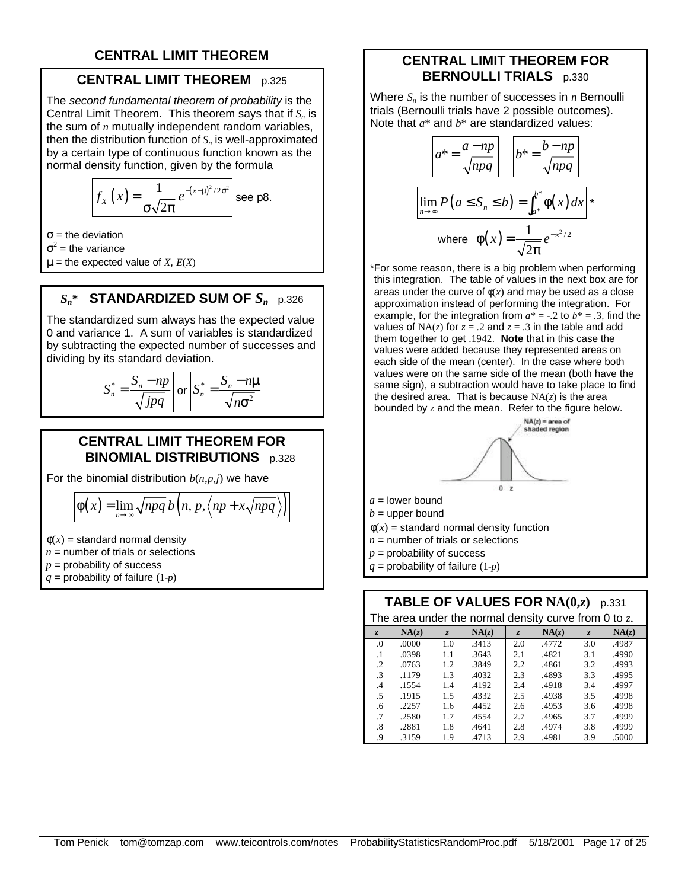# CENTRAL LIMIT THEOREM

## CENTRAL LIMIT THEOREM p.325

The *second fundamental theorem of probability* is the Central Limit Theorem. This theorem says that if $S_n$ is the sum of $n$ mutually independent random variables, then the distribution function of $S_n$ is well-approximated by a certain type of continuous function known as the normal density function, given by the formula

$$f_X(x) = \frac{1}{\sigma\sqrt{2\pi}} e^{-(x-\mu)^2/2\sigma^2}$$ see p8.

$\sigma$ = the deviation
$\sigma^2$ = the variance
$\mu$ = the expected value of $X$, $E(X)$

## $S_n$* STANDARDIZED SUM OF $S_n$ p.326

The standardized sum always has the expected value 0 and variance 1. A sum of variables is standardized by subtracting the expected number of successes and dividing by its standard deviation.

$$S_n^* = \frac{S_n - np}{\sqrt{jpq}} \quad \text{or} \quad S_n^* = \frac{S_n - n\mu}{\sqrt{n\sigma^2}}$$

## CENTRAL LIMIT THEOREM FOR BINOMIAL DISTRIBUTIONS p.328

For the binomial distribution $b(n,p,j)$ we have

$$\phi(x) = \lim_{n\to\infty} \sqrt{npq}\, b\left(n, p, \left\langle np + x\sqrt{npq} \right\rangle\right)$$

$\phi(x)$ = standard normal density
$n$ = number of trials or selections
$p$ = probability of success
$q$ = probability of failure $(1\text{-}p)$

## CENTRAL LIMIT THEOREM FOR BERNOULLI TRIALS p.330

Where $S_n$ is the number of successes in $n$ Bernoulli trials (Bernoulli trials have 2 possible outcomes). Note that $a^*$ and $b^*$ are standardized values:

$$a^* = \frac{a - np}{\sqrt{npq}} \qquad b^* = \frac{b - np}{\sqrt{npq}}$$

$$\lim_{n\to\infty} P\left(a \le S_n \le b\right) = \int_{a^*}^{b^*} \phi(x)\,dx \; *$$

where $\phi(x) = \frac{1}{\sqrt{2\pi}} e^{-x^2/2}$

*For some reason, there is a big problem when performing this integration. The table of values in the next box are for areas under the curve of $\phi(x)$ and may be used as a close approximation instead of performing the integration. For example, for the integration from $a^* = -.2$ to $b^* = .3$, find the values of NA($z$) for $z = .2$ and $z = .3$ in the table and add them together to get .1942. **Note** that in this case the values were added because they represented areas on each side of the mean (center). In the case where both values were on the same side of the mean (both have the same sign), a subtraction would have to take place to find the desired area. That is because NA($z$) is the area bounded by $z$ and the mean. Refer to the figure below.

NA(z) = area of shaded region

$a$ = lower bound
$b$ = upper bound
$\phi(x)$ = standard normal density function
$n$ = number of trials or selections
$p$ = probability of success
$q$ = probability of failure $(1\text{-}p)$

## TABLE OF VALUES FOR NA(0,$z$) p.331

The area under the normal density curve from 0 to $z$.

| $z$ | NA($z$) | $z$ | NA($z$) | $z$ | NA($z$) | $z$ | NA($z$) |
|---|---|---|---|---|---|---|---|
| .0 | .0000 | 1.0 | .3413 | 2.0 | .4772 | 3.0 | .4987 |
| .1 | .0398 | 1.1 | .3643 | 2.1 | .4821 | 3.1 | .4990 |
| .2 | .0763 | 1.2 | .3849 | 2.2 | .4861 | 3.2 | .4993 |
| .3 | .1179 | 1.3 | .4032 | 2.3 | .4893 | 3.3 | .4995 |
| .4 | .1554 | 1.4 | .4192 | 2.4 | .4918 | 3.4 | .4997 |
| .5 | .1915 | 1.5 | .4332 | 2.5 | .4938 | 3.5 | .4998 |
| .6 | .2257 | 1.6 | .4452 | 2.6 | .4953 | 3.6 | .4998 |
| .7 | .2580 | 1.7 | .4554 | 2.7 | .4965 | 3.7 | .4999 |
| .8 | .2881 | 1.8 | .4641 | 2.8 | .4974 | 3.8 | .4999 |
| .9 | .3159 | 1.9 | .4713 | 2.9 | .4981 | 3.9 | .5000 |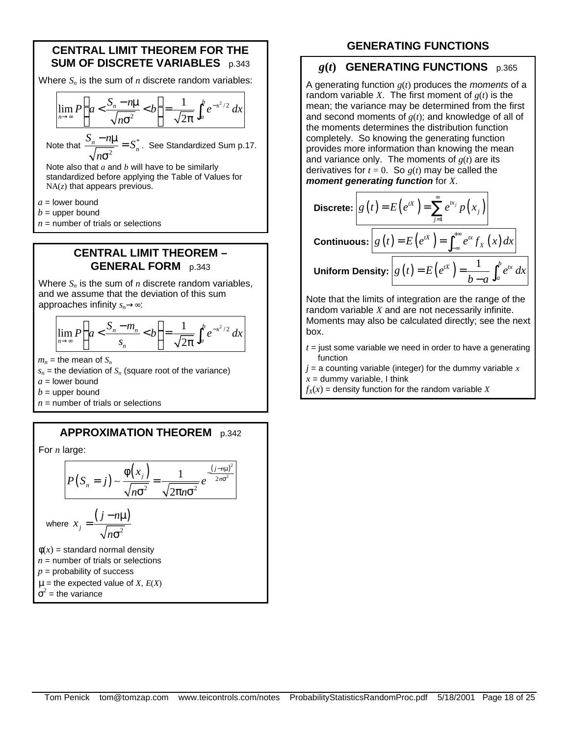## CENTRAL LIMIT THEOREM FOR THE SUM OF DISCRETE VARIABLES p.343

Where $S_n$ is the sum of $n$ discrete random variables:

$$\lim_{n \to \infty} P\left(a < \frac{S_n - n\mu}{\sqrt{n\sigma^2}} < b\right) = \frac{1}{\sqrt{2\pi}} \int_a^b e^{-x^2/2}\, dx$$

Note that $\frac{S_n - n\mu}{\sqrt{n\sigma^2}} = S_n^*$. See Standardized Sum p.17.

Note also that $a$ and $b$ will have to be similarly standardized before applying the Table of Values for $\mathrm{NA}(z)$ that appears previous.

$a$ = lower bound
$b$ = upper bound
$n$ = number of trials or selections

## CENTRAL LIMIT THEOREM – GENERAL FORM p.343

Where $S_n$ is the sum of $n$ discrete random variables, and we assume that the deviation of this sum approaches infinity $s_n \to \infty$:

$$\lim_{n \to \infty} P\left(a < \frac{S_n - m_n}{s_n} < b\right) = \frac{1}{\sqrt{2\pi}} \int_a^b e^{-x^2/2}\, dx$$

$m_n$ = the mean of $S_n$
$s_n$ = the deviation of $S_n$ (square root of the variance)
$a$ = lower bound
$b$ = upper bound
$n$ = number of trials or selections

## APPROXIMATION THEOREM p.342

For $n$ large:

$$P(S_n = j) \sim \frac{\phi(x_j)}{\sqrt{n\sigma^2}} = \frac{1}{\sqrt{2\pi n\sigma^2}} e^{-\frac{(j-n\mu)^2}{2n\sigma^2}}$$

where $x_j = \frac{(j - n\mu)}{\sqrt{n\sigma^2}}$

$\phi(x)$ = standard normal density
$n$ = number of trials or selections
$p$ = probability of success
$\mu$ = the expected value of $X$, $E(X)$
$\sigma^2$ = the variance

# GENERATING FUNCTIONS

## $g(t)$ GENERATING FUNCTIONS p.365

A generating function $g(t)$ produces the *moments* of a random variable $X$. The first moment of $g(t)$ is the mean; the variance may be determined from the first and second moments of $g(t)$; and knowledge of all of the moments determines the distribution function completely. So knowing the generating function provides more information than knowing the mean and variance only. The moments of $g(t)$ are its derivatives for $t = 0$. So $g(t)$ may be called the ***moment generating function*** for $X$.

**Discrete:** $$g(t) = E\left(e^{tX}\right) = \sum_{j=1}^{\infty} e^{tx_j} p(x_j)$$

**Continuous:** $$g(t) = E\left(e^{tX}\right) = \int_{-\infty}^{+\infty} e^{tx} f_X(x)\, dx$$

**Uniform Density:** $$g(t) = E\left(e^{tX}\right) = \frac{1}{b-a} \int_a^b e^{tx}\, dx$$

Note that the limits of integration are the range of the random variable $X$ and are not necessarily infinite. Moments may also be calculated directly; see the next box.

$t$ = just some variable we need in order to have a generating function
$j$ = a counting variable (integer) for the dummy variable $x$
$x$ = dummy variable, I think
$f_X(x)$ = density function for the random variable $X$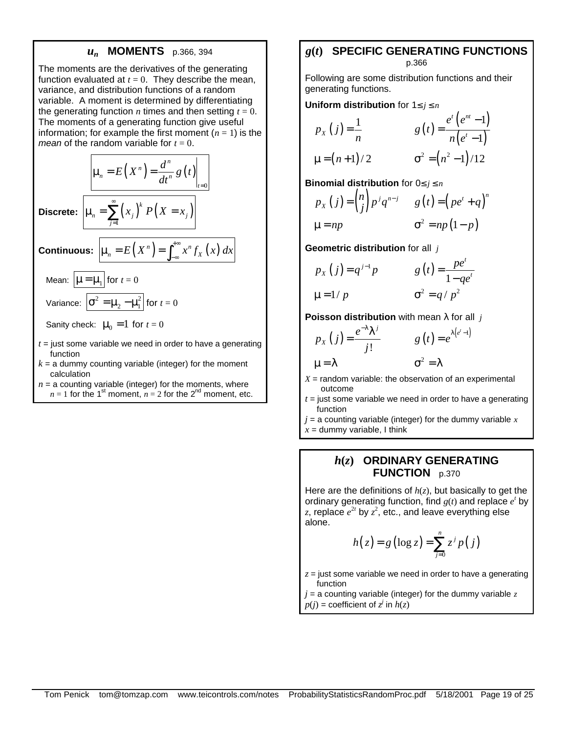## $u_n$ MOMENTS p.366, 394

The moments are the derivatives of the generating function evaluated at $t = 0$. They describe the mean, variance, and distribution functions of a random variable. A moment is determined by differentiating the generating function $n$ times and then setting $t = 0$. The moments of a generating function give useful information; for example the first moment ($n = 1$) is the *mean* of the random variable for $t = 0$.

$$\mu_n = E\left(X^n\right) = \left.\frac{d^n}{dt^n} g\left(t\right)\right|_{t=0}$$

**Discrete:** $$\mu_n = \sum_{j=1}^{\infty} \left(x_j\right)^k P\left(X = x_j\right)$$

**Continuous:** $$\mu_n = E\left(X^n\right) = \int_{-\infty}^{+\infty} x^n f_X\left(x\right) dx$$

Mean: $\mu = \mu_1$ for $t = 0$

Variance: $\sigma^2 = \mu_2 - \mu_1^2$ for $t = 0$

Sanity check: $\mu_0 = 1$ for $t = 0$

$t$ = just some variable we need in order to have a generating function

$k$ = a dummy counting variable (integer) for the moment calculation

$n$ = a counting variable (integer) for the moments, where $n = 1$ for the 1st moment, $n = 2$ for the 2nd moment, etc.

## $g(t)$ SPECIFIC GENERATING FUNCTIONS p.366

Following are some distribution functions and their generating functions.

**Uniform distribution** for $1 \le j \le n$

$$p_X\left(j\right) = \frac{1}{n} \qquad g\left(t\right) = \frac{e^t\left(e^{nt} - 1\right)}{n\left(e^t - 1\right)}$$

$$\mu = \left(n+1\right)/2 \qquad \sigma^2 = \left(n^2 - 1\right)/12$$

**Binomial distribution** for $0 \le j \le n$

$$p_X\left(j\right) = \binom{n}{j} p^j q^{n-j} \qquad g\left(t\right) = \left(pe^t + q\right)^n$$

$$\mu = np \qquad \sigma^2 = np\left(1 - p\right)$$

**Geometric distribution** for all $j$

$$p_X\left(j\right) = q^{j-1} p \qquad g\left(t\right) = \frac{pe^t}{1 - qe^t}$$

$$\mu = 1/p \qquad \sigma^2 = q/p^2$$

**Poisson distribution** with mean $\lambda$ for all $j$

$$p_X\left(j\right) = \frac{e^{-\lambda}\lambda^j}{j!} \qquad g\left(t\right) = e^{\lambda\left(e^t - 1\right)}$$

$$\mu = \lambda \qquad \sigma^2 = \lambda$$

$X$ = random variable: the observation of an experimental outcome

$t$ = just some variable we need in order to have a generating function

$j$ = a counting variable (integer) for the dummy variable $x$

$x$ = dummy variable, I think

## $h(z)$ ORDINARY GENERATING FUNCTION p.370

Here are the definitions of $h(z)$, but basically to get the ordinary generating function, find $g(t)$ and replace $e^t$ by $z$, replace $e^{2t}$ by $z^2$, etc., and leave everything else alone.

$$h\left(z\right) = g\left(\log z\right) = \sum_{j=0}^{n} z^j p\left(j\right)$$

$z$ = just some variable we need in order to have a generating function

$j$ = a counting variable (integer) for the dummy variable $z$

$p(j)$ = coefficient of $z^j$ in $h(z)$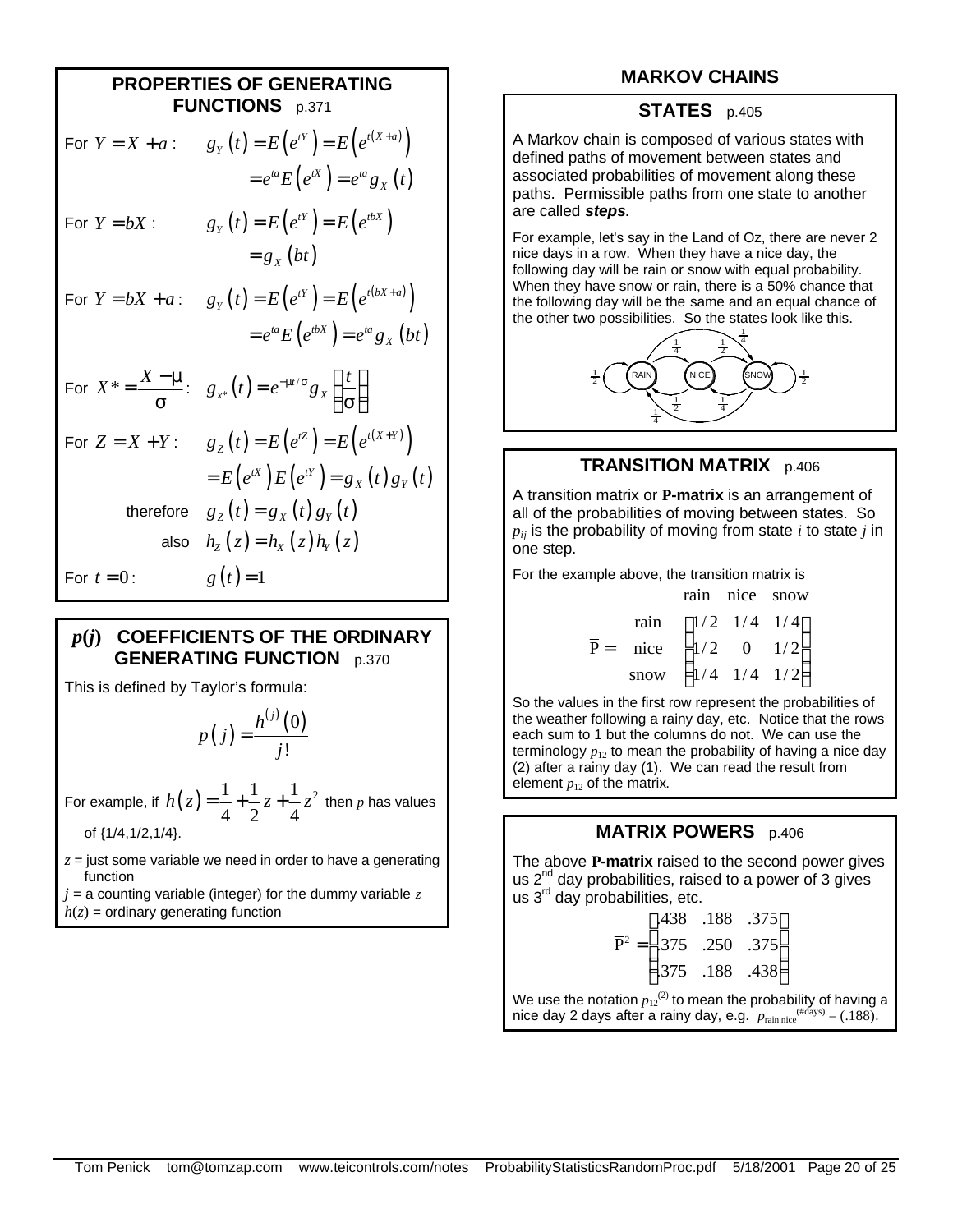## PROPERTIES OF GENERATING FUNCTIONS p.371

For $Y = X + a$: $\quad g_Y(t) = E\left(e^{tY}\right) = E\left(e^{t(X+a)}\right) = e^{ta}E\left(e^{tX}\right) = e^{ta}g_X(t)$

For $Y = bX$: $\quad g_Y(t) = E\left(e^{tY}\right) = E\left(e^{tbX}\right) = g_X(bt)$

For $Y = bX + a$: $\quad g_Y(t) = E\left(e^{tY}\right) = E\left(e^{t(bX+a)}\right) = e^{ta}E\left(e^{tbX}\right) = e^{ta}g_X(bt)$

For $X^* = \dfrac{X-\mu}{\sigma}$: $\quad g_{x^*}(t) = e^{-\mu t/\sigma}g_X\left(\dfrac{t}{\sigma}\right)$

For $Z = X + Y$: $\quad g_Z(t) = E\left(e^{tZ}\right) = E\left(e^{t(X+Y)}\right) = E\left(e^{tX}\right)E\left(e^{tY}\right) = g_X(t)g_Y(t)$

therefore $\quad g_Z(t) = g_X(t)g_Y(t)$

also $\quad h_Z(z) = h_X(z)h_Y(z)$

For $t = 0$: $\quad g(t) = 1$

## $p(j)$ COEFFICIENTS OF THE ORDINARY GENERATING FUNCTION p.370

This is defined by Taylor's formula:

$$p(j) = \frac{h^{(j)}(0)}{j!}$$

For example, if $h(z) = \frac{1}{4} + \frac{1}{2}z + \frac{1}{4}z^2$ then $p$ has values of {1/4,1/2,1/4}.

$z$ = just some variable we need in order to have a generating function
$j$ = a counting variable (integer) for the dummy variable $z$
$h(z)$ = ordinary generating function

# MARKOV CHAINS

## STATES p.405

A Markov chain is composed of various states with defined paths of movement between states and associated probabilities of movement along these paths. Permissible paths from one state to another are called ***steps***.

For example, let's say in the Land of Oz, there are never 2 nice days in a row. When they have a nice day, the following day will be rain or snow with equal probability. When they have snow or rain, there is a 50% chance that the following day will be the same and an equal chance of the other two possibilities. So the states look like this.

## TRANSITION MATRIX p.406

A transition matrix or **P-matrix** is an arrangement of all of the probabilities of moving between states. So $p_{ij}$ is the probability of moving from state $i$ to state $j$ in one step.

For the example above, the transition matrix is

$$\overline{\mathrm{P}} = \begin{array}{c} \\ \text{rain} \\ \text{nice} \\ \text{snow} \end{array} \begin{array}{c} \begin{array}{ccc} \text{rain} & \text{nice} & \text{snow} \end{array} \\ \begin{bmatrix} 1/2 & 1/4 & 1/4 \\ 1/2 & 0 & 1/2 \\ 1/4 & 1/4 & 1/2 \end{bmatrix} \end{array}$$

So the values in the first row represent the probabilities of the weather following a rainy day, etc. Notice that the rows each sum to 1 but the columns do not. We can use the terminology $p_{12}$ to mean the probability of having a nice day (2) after a rainy day (1). We can read the result from element $p_{12}$ of the matrix.

## MATRIX POWERS p.406

The above **P-matrix** raised to the second power gives us 2nd day probabilities, raised to a power of 3 gives us 3rd day probabilities, etc.

$$\overline{\mathrm{P}}^2 = \begin{bmatrix} .438 & .188 & .375 \\ .375 & .250 & .375 \\ .375 & .188 & .438 \end{bmatrix}$$

We use the notation $p_{12}^{(2)}$ to mean the probability of having a nice day 2 days after a rainy day, e.g. $p_{\text{rain nice}}^{(\#\text{days})} = (.188)$.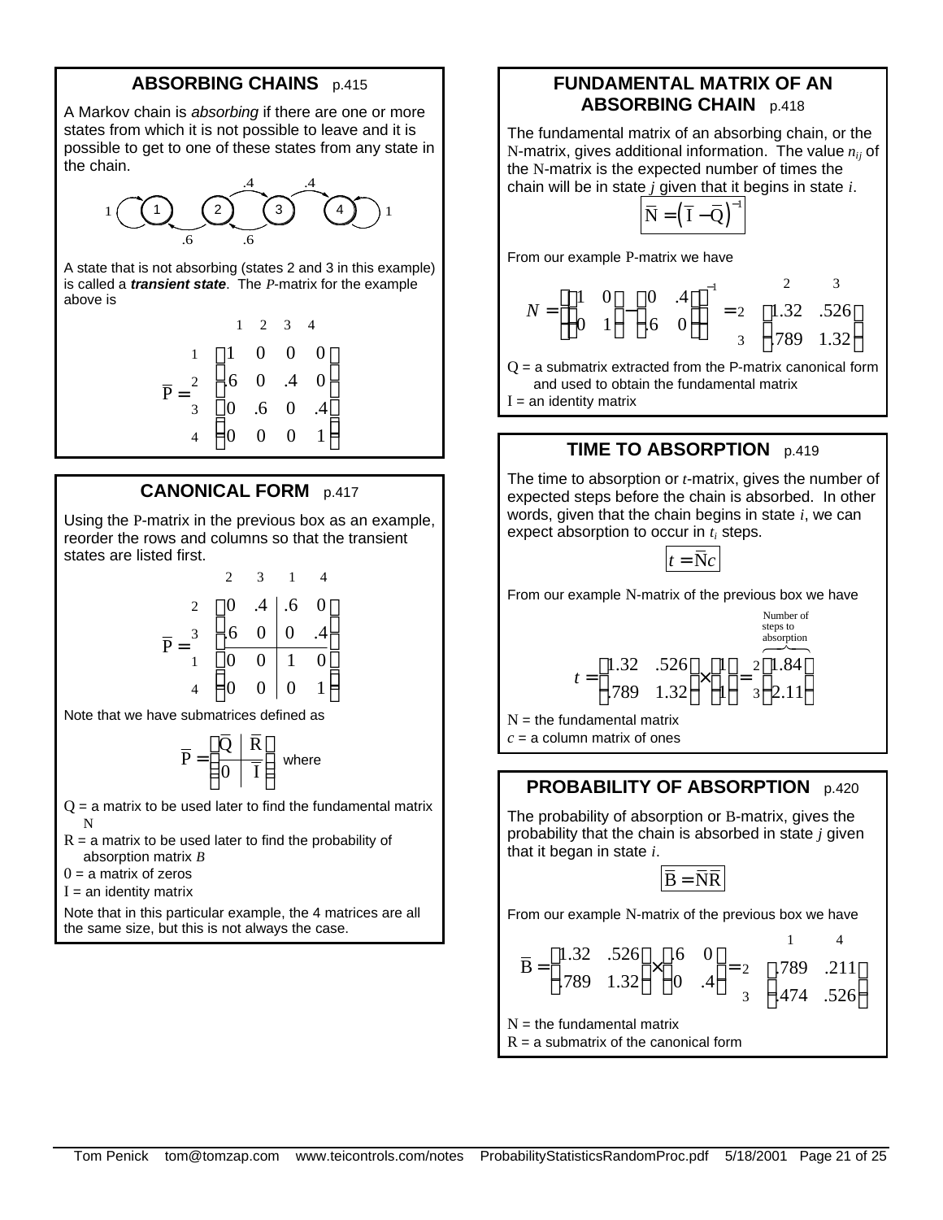## ABSORBING CHAINS p.415

A Markov chain is *absorbing* if there are one or more states from which it is not possible to leave and it is possible to get to one of these states from any state in the chain.

A state that is not absorbing (states 2 and 3 in this example) is called a ***transient state***. The $P$-matrix for the example above is

$$\bar{P} = \begin{array}{c} \\ 1 \\ 2 \\ 3 \\ 4 \end{array} \begin{array}{c} \begin{array}{cccc} 1 & 2 & 3 & 4 \end{array} \\ \begin{bmatrix} 1 & 0 & 0 & 0 \\ .6 & 0 & .4 & 0 \\ 0 & .6 & 0 & .4 \\ 0 & 0 & 0 & 1 \end{bmatrix} \end{array}$$

## CANONICAL FORM p.417

Using the P-matrix in the previous box as an example, reorder the rows and columns so that the transient states are listed first.

$$\bar{P} = \begin{array}{c} \\ 2 \\ 3 \\ 1 \\ 4 \end{array} \begin{array}{c} \begin{array}{cccc} 2 & 3 & 1 & 4 \end{array} \\ \left[\begin{array}{cc|cc} 0 & .4 & .6 & 0 \\ .6 & 0 & 0 & .4 \\ \hline 0 & 0 & 1 & 0 \\ 0 & 0 & 0 & 1 \end{array}\right] \end{array}$$

Note that we have submatrices defined as

$$\bar{P} = \left[\begin{array}{c|c} \bar{Q} & \bar{R} \\ \hline 0 & \bar{I} \end{array}\right] \text{ where}$$

Q = a matrix to be used later to find the fundamental matrix N

R = a matrix to be used later to find the probability of absorption matrix $B$

0 = a matrix of zeros

I = an identity matrix

Note that in this particular example, the 4 matrices are all the same size, but this is not always the case.

## FUNDAMENTAL MATRIX OF AN ABSORBING CHAIN p.418

The fundamental matrix of an absorbing chain, or the N-matrix, gives additional information. The value $n_{ij}$ of the N-matrix is the expected number of times the chain will be in state $j$ given that it begins in state $i$.

$$\bar{N} = \left(\bar{I} - \bar{Q}\right)^{-1}$$

From our example P-matrix we have

$$N = \left( \begin{bmatrix} 1 & 0 \\ 0 & 1 \end{bmatrix} - \begin{bmatrix} 0 & .4 \\ .6 & 0 \end{bmatrix} \right)^{-1} = \begin{array}{c} \\ 2 \\ 3 \end{array} \begin{array}{c} \begin{array}{cc} 2 & 3 \end{array} \\ \begin{bmatrix} 1.32 & .526 \\ .789 & 1.32 \end{bmatrix} \end{array}$$

Q = a submatrix extracted from the P-matrix canonical form and used to obtain the fundamental matrix

I = an identity matrix

## TIME TO ABSORPTION p.419

The time to absorption or $t$-matrix, gives the number of expected steps before the chain is absorbed. In other words, given that the chain begins in state $i$, we can expect absorption to occur in $t_i$ steps.

$$t = \bar{N}c$$

From our example N-matrix of the previous box we have

$$t = \begin{bmatrix} 1.32 & .526 \\ .789 & 1.32 \end{bmatrix} \times \begin{bmatrix} 1 \\ 1 \end{bmatrix} = \begin{array}{c} 2 \\ 3 \end{array} \overbrace{\begin{bmatrix} 1.84 \\ 2.11 \end{bmatrix}}^{\text{Number of steps to absorption}}$$

N = the fundamental matrix

$c$ = a column matrix of ones

## PROBABILITY OF ABSORPTION p.420

The probability of absorption or B-matrix, gives the probability that the chain is absorbed in state $j$ given that it began in state $i$.

$$\bar{B} = \bar{N}\bar{R}$$

From our example N-matrix of the previous box we have

$$\bar{B} = \begin{bmatrix} 1.32 & .526 \\ .789 & 1.32 \end{bmatrix} \times \begin{bmatrix} .6 & 0 \\ 0 & .4 \end{bmatrix} = \begin{array}{c} \\ 2 \\ 3 \end{array} \begin{array}{c} \begin{array}{cc} 1 & 4 \end{array} \\ \begin{bmatrix} .789 & .211 \\ .474 & .526 \end{bmatrix} \end{array}$$

N = the fundamental matrix

R = a submatrix of the canonical form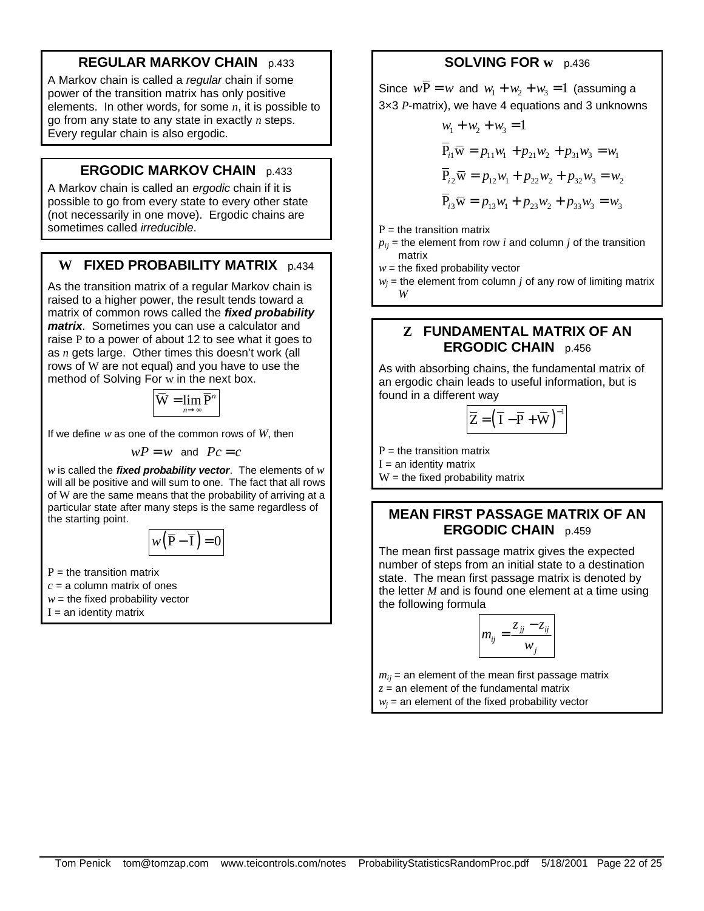## REGULAR MARKOV CHAIN p.433

A Markov chain is called a *regular* chain if some power of the transition matrix has only positive elements. In other words, for some $n$, it is possible to go from any state to any state in exactly $n$ steps. Every regular chain is also ergodic.

## ERGODIC MARKOV CHAIN p.433

A Markov chain is called an *ergodic* chain if it is possible to go from every state to every other state (not necessarily in one move). Ergodic chains are sometimes called *irreducible*.

## W FIXED PROBABILITY MATRIX p.434

As the transition matrix of a regular Markov chain is raised to a higher power, the result tends toward a matrix of common rows called the ***fixed probability matrix***. Sometimes you can use a calculator and raise P to a power of about 12 to see what it goes to as $n$ gets large. Other times this doesn't work (all rows of W are not equal) and you have to use the method of Solving For w in the next box.

$$\overline{W} = \lim_{n \to \infty} \overline{P}^n$$

If we define $w$ as one of the common rows of $W$, then

$$wP = w \quad \text{and} \quad Pc = c$$

$w$ is called the ***fixed probability vector***. The elements of $w$ will all be positive and will sum to one. The fact that all rows of W are the same means that the probability of arriving at a particular state after many steps is the same regardless of the starting point.

$$w\left(\overline{P} - \overline{I}\right) = 0$$

P = the transition matrix
$c$ = a column matrix of ones
$w$ = the fixed probability vector
I = an identity matrix

## SOLVING FOR w p.436

Since $w\overline{P} = w$ and $w_1 + w_2 + w_3 = 1$ (assuming a 3×3 $P$-matrix), we have 4 equations and 3 unknowns

$$w_1 + w_2 + w_3 = 1$$

$$\overline{P}_{i1}\overline{w} = p_{11}w_1 + p_{21}w_2 + p_{31}w_3 = w_1$$

$$\overline{P}_{i2}\overline{w} = p_{12}w_1 + p_{22}w_2 + p_{32}w_3 = w_2$$

$$\overline{P}_{i3}\overline{w} = p_{13}w_1 + p_{23}w_2 + p_{33}w_3 = w_3$$

P = the transition matrix
$p_{ij}$ = the element from row $i$ and column $j$ of the transition matrix
$w$ = the fixed probability vector
$w_j$ = the element from column $j$ of any row of limiting matrix $W$

## Z FUNDAMENTAL MATRIX OF AN ERGODIC CHAIN p.456

As with absorbing chains, the fundamental matrix of an ergodic chain leads to useful information, but is found in a different way

$$\overline{Z} = \left(\overline{I} - \overline{P} + \overline{W}\right)^{-1}$$

P = the transition matrix
I = an identity matrix
W = the fixed probability matrix

## MEAN FIRST PASSAGE MATRIX OF AN ERGODIC CHAIN p.459

The mean first passage matrix gives the expected number of steps from an initial state to a destination state. The mean first passage matrix is denoted by the letter $M$ and is found one element at a time using the following formula

$$m_{ij} = \frac{z_{jj} - z_{ij}}{w_j}$$

$m_{ij}$ = an element of the mean first passage matrix
$z$ = an element of the fundamental matrix
$w_j$ = an element of the fixed probability vector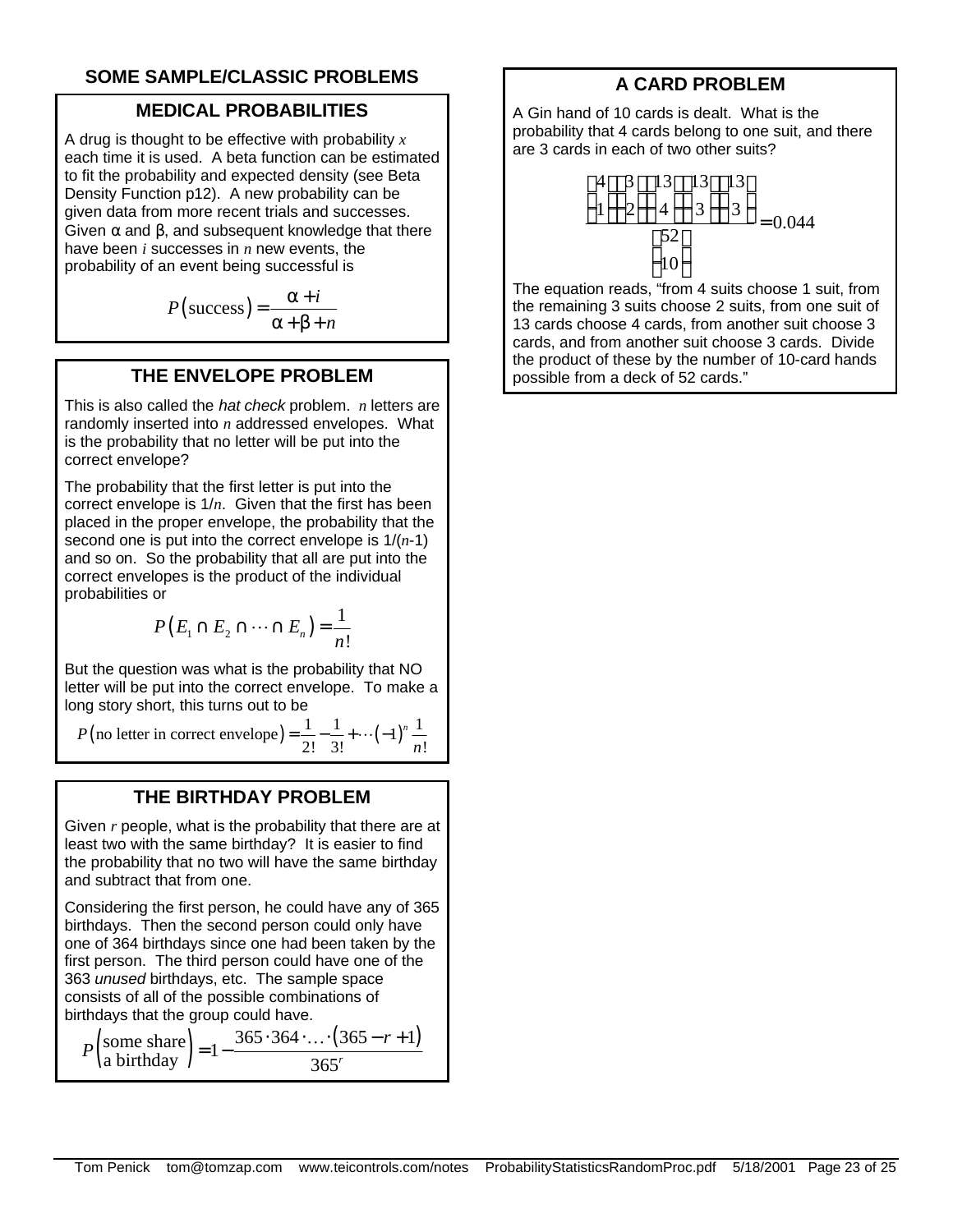## SOME SAMPLE/CLASSIC PROBLEMS

### MEDICAL PROBABILITIES

A drug is thought to be effective with probability $x$ each time it is used. A beta function can be estimated to fit the probability and expected density (see Beta Density Function p12). A new probability can be given data from more recent trials and successes. Given α and β, and subsequent knowledge that there have been $i$ successes in $n$ new events, the probability of an event being successful is

$$P(\text{success}) = \frac{\alpha + i}{\alpha + \beta + n}$$

### THE ENVELOPE PROBLEM

This is also called the *hat check* problem. $n$ letters are randomly inserted into $n$ addressed envelopes. What is the probability that no letter will be put into the correct envelope?

The probability that the first letter is put into the correct envelope is $1/n$. Given that the first has been placed in the proper envelope, the probability that the second one is put into the correct envelope is $1/(n\text{-}1)$ and so on. So the probability that all are put into the correct envelopes is the product of the individual probabilities or

$$P(E_1 \cap E_2 \cap \cdots \cap E_n) = \frac{1}{n!}$$

But the question was what is the probability that NO letter will be put into the correct envelope. To make a long story short, this turns out to be

$$P(\text{no letter in correct envelope}) = \frac{1}{2!} - \frac{1}{3!} + \cdots (-1)^n \frac{1}{n!}$$

### THE BIRTHDAY PROBLEM

Given $r$ people, what is the probability that there are at least two with the same birthday? It is easier to find the probability that no two will have the same birthday and subtract that from one.

Considering the first person, he could have any of 365 birthdays. Then the second person could only have one of 364 birthdays since one had been taken by the first person. The third person could have one of the 363 *unused* birthdays, etc. The sample space consists of all of the possible combinations of birthdays that the group could have.

$$P\begin{pmatrix}\text{some share} \\ \text{a birthday}\end{pmatrix} = 1 - \frac{365 \cdot 364 \cdot \ldots \cdot (365 - r + 1)}{365^r}$$

### A CARD PROBLEM

A Gin hand of 10 cards is dealt. What is the probability that 4 cards belong to one suit, and there are 3 cards in each of two other suits?

$$\frac{\binom{4}{1}\binom{3}{2}\binom{13}{4}\binom{13}{3}\binom{13}{3}}{\binom{52}{10}} = 0.044$$

The equation reads, "from 4 suits choose 1 suit, from the remaining 3 suits choose 2 suits, from one suit of 13 cards choose 4 cards, from another suit choose 3 cards, and from another suit choose 3 cards. Divide the product of these by the number of 10-card hands possible from a deck of 52 cards."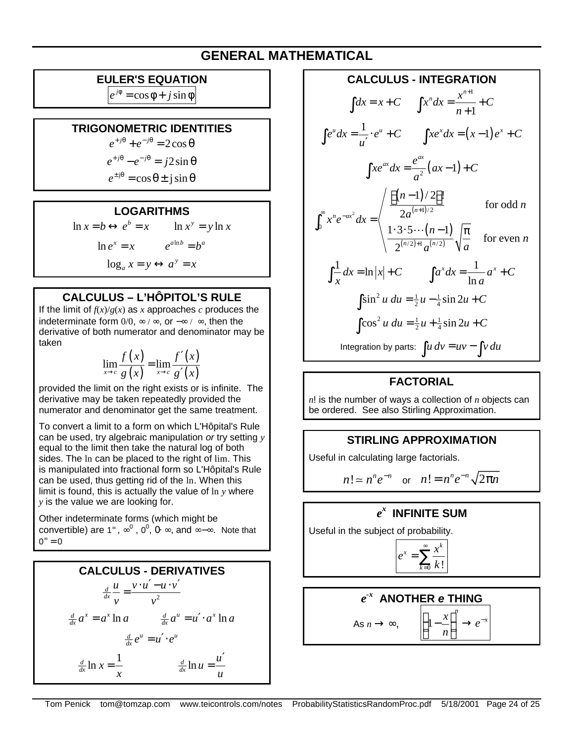# GENERAL MATHEMATICAL

## EULER'S EQUATION

$$e^{j\phi} = \cos\phi + j\sin\phi$$

## TRIGONOMETRIC IDENTITIES

$$e^{+j\theta} + e^{-j\theta} = 2\cos\theta$$

$$e^{+j\theta} - e^{-j\theta} = j2\sin\theta$$

$$e^{\pm j\theta} = \cos\theta \pm j\sin\theta$$

## LOGARITHMS

$$\ln x = b \leftrightarrow e^b = x \qquad \ln x^y = y\ln x$$

$$\ln e^x = x \qquad e^{a\ln b} = b^a$$

$$\log_a x = y \leftrightarrow a^y = x$$

## CALCULUS – L'HÔPITOL'S RULE

If the limit of $f(x)/g(x)$ as $x$ approaches $c$ produces the indeterminate form $0/0$, $\infty/\infty$, or $-\infty/\infty$, then the derivative of both numerator and denominator may be taken

$$\lim_{x\to c}\frac{f(x)}{g(x)} = \lim_{x\to c}\frac{f'(x)}{g'(x)}$$

provided the limit on the right exists or is infinite. The derivative may be taken repeatedly provided the numerator and denominator get the same treatment.

To convert a limit to a form on which L'Hôpital's Rule can be used, try algebraic manipulation *or* try setting $y$ equal to the limit then take the natural log of both sides. The $\ln$ can be placed to the right of $\lim$. This is manipulated into fractional form so L'Hôpital's Rule can be used, thus getting rid of the $\ln$. When this limit is found, this is actually the value of $\ln y$ where $y$ is the value we are looking for.

Other indeterminate forms (which might be convertible) are $1^\infty$, $\infty^0$, $0^0$, $0\cdot\infty$, and $\infty-\infty$. Note that $0^\infty = 0$

## CALCULUS - DERIVATIVES

$$\tfrac{d}{dx}\frac{u}{v} = \frac{v\cdot u' - u\cdot v'}{v^2}$$

$$\tfrac{d}{dx}a^x = a^x\ln a \qquad \tfrac{d}{dx}a^u = u'\cdot a^x\ln a$$

$$\tfrac{d}{dx}e^u = u'\cdot e^u$$

$$\tfrac{d}{dx}\ln x = \frac{1}{x} \qquad \tfrac{d}{dx}\ln u = \frac{u'}{u}$$

## CALCULUS - INTEGRATION

$$\int dx = x + C \qquad \int x^n dx = \frac{x^{n+1}}{n+1} + C$$

$$\int e^u dx = \frac{1}{u'}\cdot e^u + C \qquad \int xe^x dx = (x-1)e^x + C$$

$$\int xe^{ax}dx = \frac{e^{ax}}{a^2}(ax-1) + C$$

$$\int_0^\infty x^n e^{-ax^2}dx = \begin{cases} \dfrac{[(n-1)/2]!}{2a^{(n+1)/2}} & \text{for odd } n \\[2ex] \dfrac{1\cdot 3\cdot 5\cdots(n-1)}{2^{(n/2)+1}a^{(n/2)}}\sqrt{\dfrac{\pi}{a}} & \text{for even } n \end{cases}$$

$$\int\frac{1}{x}dx = \ln|x| + C \qquad \int a^x dx = \frac{1}{\ln a}a^x + C$$

$$\int\sin^2 u\,du = \tfrac{1}{2}u - \tfrac{1}{4}\sin 2u + C$$

$$\int\cos^2 u\,du = \tfrac{1}{2}u + \tfrac{1}{4}\sin 2u + C$$

Integration by parts: $\int u\,dv = uv - \int v\,du$

## FACTORIAL

$n!$ is the number of ways a collection of $n$ objects can be ordered. See also Stirling Approximation.

## STIRLING APPROXIMATION

Useful in calculating large factorials.

$$n! \simeq n^n e^{-n} \quad \text{or} \quad n! = n^n e^{-n}\sqrt{2\pi n}$$

## $e^x$ INFINITE SUM

Useful in the subject of probability.

$$e^x = \sum_{k=0}^{\infty}\frac{x^k}{k!}$$

## $e^{-x}$ ANOTHER *e* THING

As $n \to \infty$, $\left(1 - \dfrac{x}{n}\right)^n \to e^{-x}$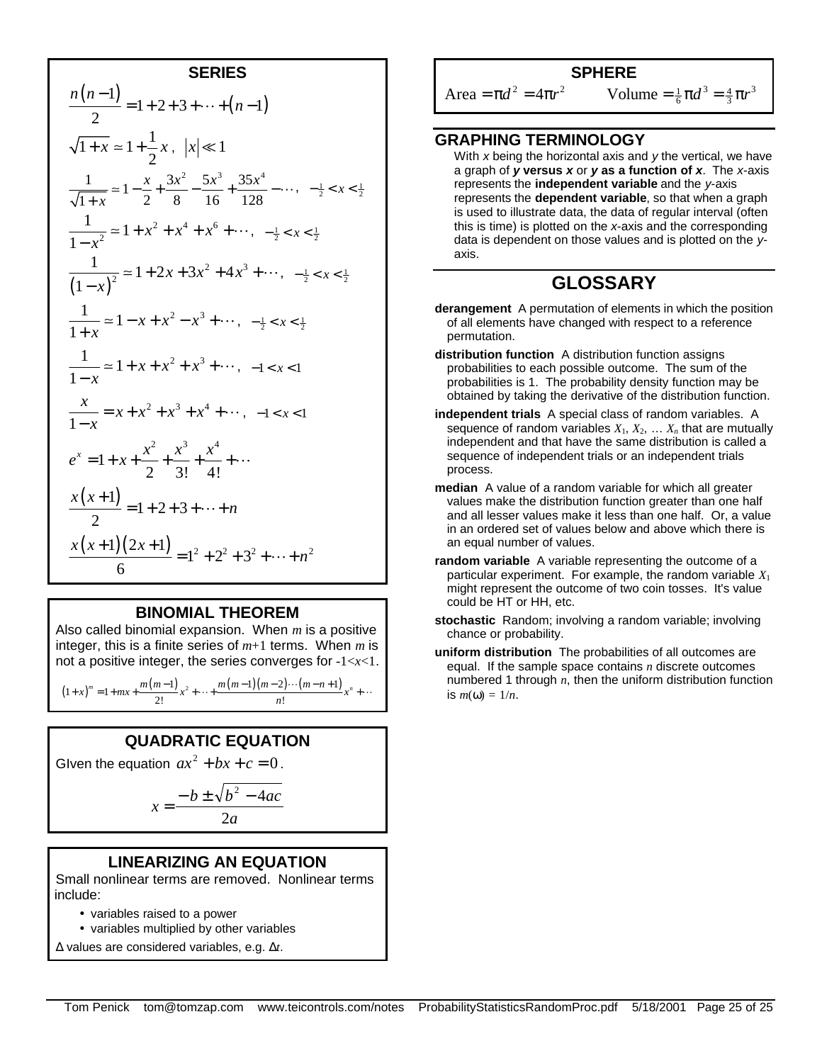## SERIES

$$\frac{n(n-1)}{2} = 1+2+3+\cdots+(n-1)$$

$$\sqrt{1+x} \simeq 1+\frac{1}{2}x, \quad |x| \ll 1$$

$$\frac{1}{\sqrt{1+x}} \simeq 1-\frac{x}{2}+\frac{3x^2}{8}-\frac{5x^3}{16}+\frac{35x^4}{128}-\cdots, \quad -\tfrac{1}{2}<x<\tfrac{1}{2}$$

$$\frac{1}{1-x^2} \simeq 1+x^2+x^4+x^6+\cdots, \quad -\tfrac{1}{2}<x<\tfrac{1}{2}$$

$$\frac{1}{(1-x)^2} \simeq 1+2x+3x^2+4x^3+\cdots, \quad -\tfrac{1}{2}<x<\tfrac{1}{2}$$

$$\frac{1}{1+x} \simeq 1-x+x^2-x^3+\cdots, \quad -\tfrac{1}{2}<x<\tfrac{1}{2}$$

$$\frac{1}{1-x} \simeq 1+x+x^2+x^3+\cdots, \quad -1<x<1$$

$$\frac{x}{1-x} = x+x^2+x^3+x^4+\cdots, \quad -1<x<1$$

$$e^x = 1+x+\frac{x^2}{2}+\frac{x^3}{3!}+\frac{x^4}{4!}+\cdots$$

$$\frac{x(x+1)}{2} = 1+2+3+\cdots+n$$

$$\frac{x(x+1)(2x+1)}{6} = 1^2+2^2+3^2+\cdots+n^2$$

## BINOMIAL THEOREM

Also called binomial expansion. When $m$ is a positive integer, this is a finite series of $m+1$ terms. When $m$ is not a positive integer, the series converges for $-1<x<1$.

$$(1+x)^m = 1+mx+\frac{m(m-1)}{2!}x^2+\cdots+\frac{m(m-1)(m-2)\cdots(m-n+1)}{n!}x^n+\cdots$$

## QUADRATIC EQUATION

GIven the equation $ax^2+bx+c=0$.

$$x = \frac{-b \pm \sqrt{b^2-4ac}}{2a}$$

## LINEARIZING AN EQUATION

Small nonlinear terms are removed. Nonlinear terms include:

- variables raised to a power
- variables multiplied by other variables

Δ values are considered variables, e.g. $\Delta t$.

## SPHERE

$$\text{Area} = \pi d^2 = 4\pi r^2 \qquad \text{Volume} = \tfrac{1}{6}\pi d^3 = \tfrac{4}{3}\pi r^3$$

## GRAPHING TERMINOLOGY

With *x* being the horizontal axis and *y* the vertical, we have a graph of ***y* versus *x*** or ***y* as a function of *x***. The *x*-axis represents the **independent variable** and the *y*-axis represents the **dependent variable**, so that when a graph is used to illustrate data, the data of regular interval (often this is time) is plotted on the *x*-axis and the corresponding data is dependent on those values and is plotted on the *y*-axis.

# GLOSSARY

**derangement** A permutation of elements in which the position of all elements have changed with respect to a reference permutation.

**distribution function** A distribution function assigns probabilities to each possible outcome. The sum of the probabilities is 1. The probability density function may be obtained by taking the derivative of the distribution function.

**independent trials** A special class of random variables. A sequence of random variables $X_1, X_2, \ldots X_n$ that are mutually independent and that have the same distribution is called a sequence of independent trials or an independent trials process.

**median** A value of a random variable for which all greater values make the distribution function greater than one half and all lesser values make it less than one half. Or, a value in an ordered set of values below and above which there is an equal number of values.

**random variable** A variable representing the outcome of a particular experiment. For example, the random variable $X_1$ might represent the outcome of two coin tosses. It's value could be HT or HH, etc.

**stochastic** Random; involving a random variable; involving chance or probability.

**uniform distribution** The probabilities of all outcomes are equal. If the sample space contains $n$ discrete outcomes numbered 1 through $n$, then the uniform distribution function is $m(\omega) = 1/n$.